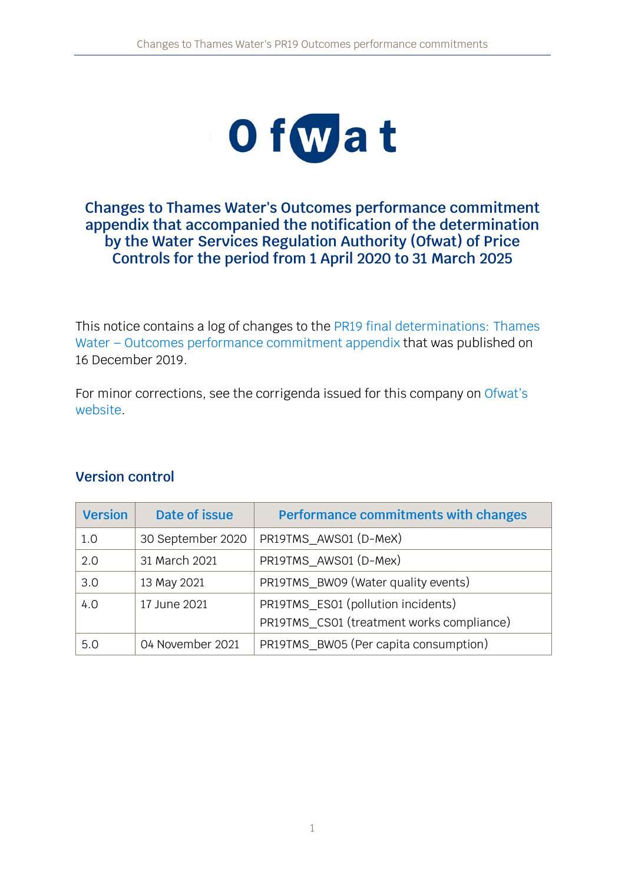# Changes to Thames Water's Outcomes performance commitment appendix that accompanied the notification of the determination by the Water Services Regulation Authority (Ofwat) of Price Controls for the period from 1 April 2020 to 31 March 2025

This notice contains a log of changes to the PR19 final determinations: Thames Water – Outcomes performance commitment appendix that was published on 16 December 2019.

For minor corrections, see the corrigenda issued for this company on Ofwat's website.

## Version control

| Version | Date of issue | Performance commitments with changes |
|---|---|---|
| 1.0 | 30 September 2020 | PR19TMS_AWS01 (D-MeX) |
| 2.0 | 31 March 2021 | PR19TMS_AWS01 (D-Mex) |
| 3.0 | 13 May 2021 | PR19TMS_BW09 (Water quality events) |
| 4.0 | 17 June 2021 | PR19TMS_ES01 (pollution incidents)<br>PR19TMS_CS01 (treatment works compliance) |
| 5.0 | 04 November 2021 | PR19TMS_BW05 (Per capita consumption) |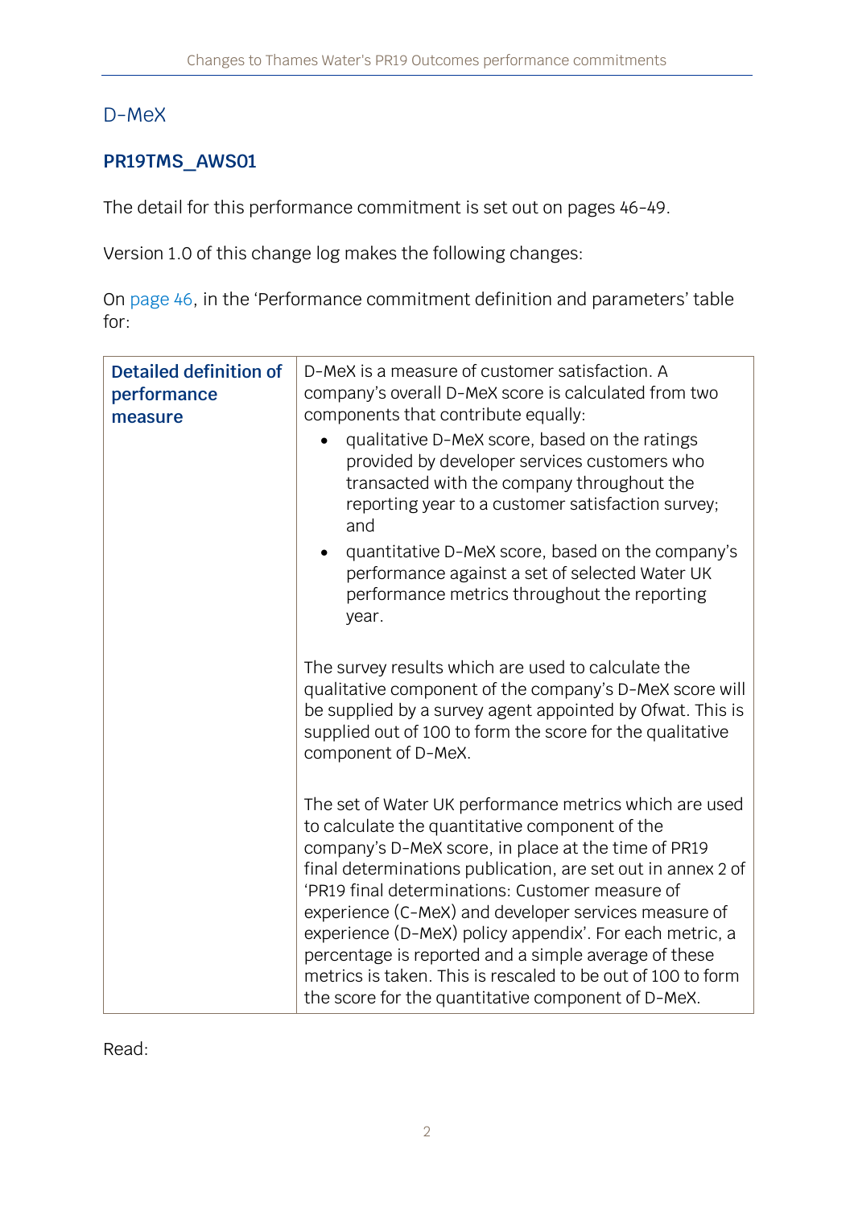## D-MeX

### PR19TMS_AWS01

The detail for this performance commitment is set out on pages 46-49.

Version 1.0 of this change log makes the following changes:

On page 46, in the 'Performance commitment definition and parameters' table for:

| **Detailed definition of performance measure** | D-MeX is a measure of customer satisfaction. A company's overall D-MeX score is calculated from two components that contribute equally:<br>• qualitative D-MeX score, based on the ratings provided by developer services customers who transacted with the company throughout the reporting year to a customer satisfaction survey; and<br>• quantitative D-MeX score, based on the company's performance against a set of selected Water UK performance metrics throughout the reporting year.<br><br>The survey results which are used to calculate the qualitative component of the company's D-MeX score will be supplied by a survey agent appointed by Ofwat. This is supplied out of 100 to form the score for the qualitative component of D-MeX.<br><br>The set of Water UK performance metrics which are used to calculate the quantitative component of the company's D-MeX score, in place at the time of PR19 final determinations publication, are set out in annex 2 of 'PR19 final determinations: Customer measure of experience (C-MeX) and developer services measure of experience (D-MeX) policy appendix'. For each metric, a percentage is reported and a simple average of these metrics is taken. This is rescaled to be out of 100 to form the score for the quantitative component of D-MeX. |
|---|---|

Read: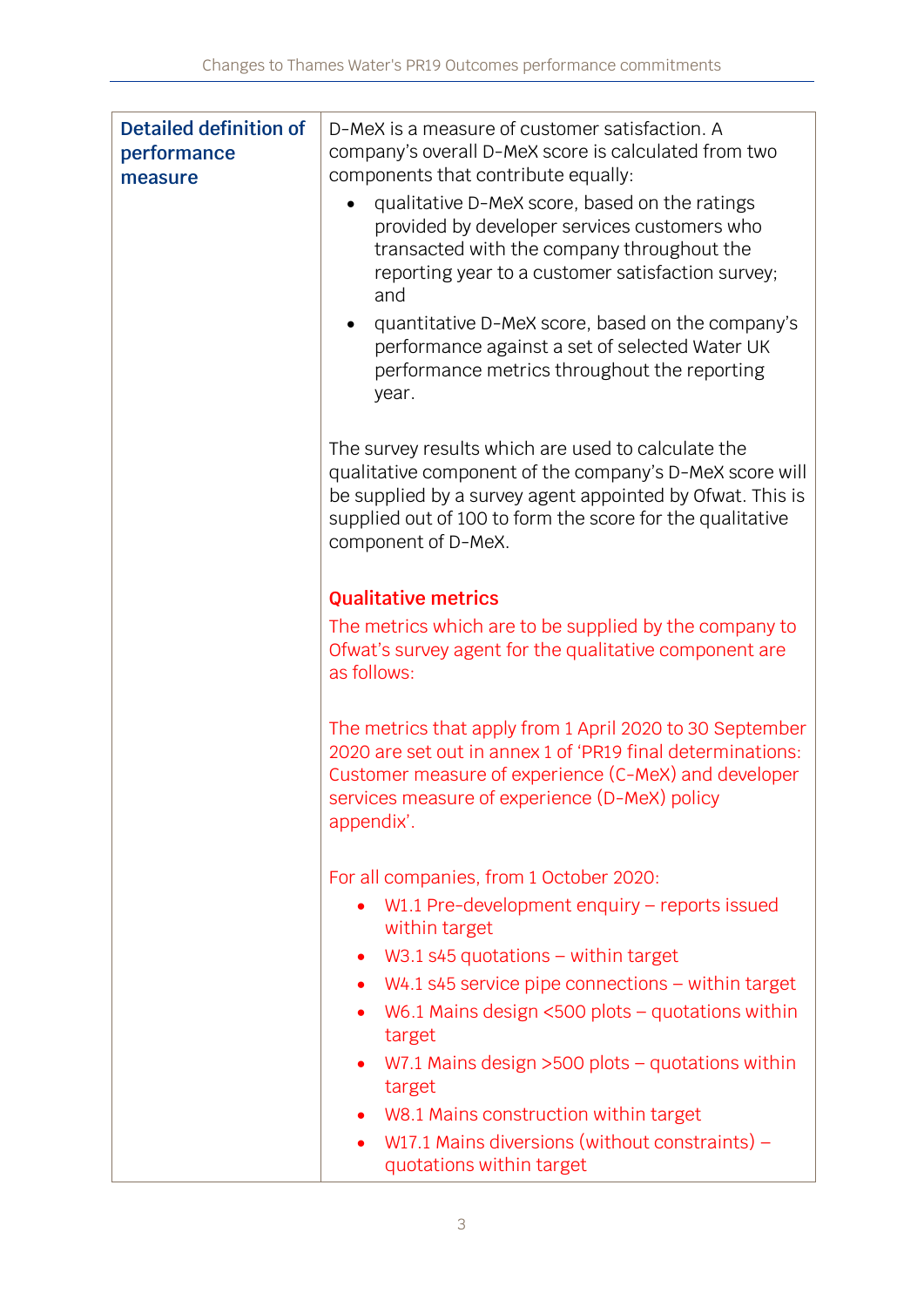| | |
|---|---|
| **Detailed definition of performance measure** | D-MeX is a measure of customer satisfaction. A company's overall D-MeX score is calculated from two components that contribute equally:<br>• qualitative D-MeX score, based on the ratings provided by developer services customers who transacted with the company throughout the reporting year to a customer satisfaction survey; and<br>• quantitative D-MeX score, based on the company's performance against a set of selected Water UK performance metrics throughout the reporting year.<br><br>The survey results which are used to calculate the qualitative component of the company's D-MeX score will be supplied by a survey agent appointed by Ofwat. This is supplied out of 100 to form the score for the qualitative component of D-MeX.<br><br>**Qualitative metrics**<br>The metrics which are to be supplied by the company to Ofwat's survey agent for the qualitative component are as follows:<br><br>The metrics that apply from 1 April 2020 to 30 September 2020 are set out in annex 1 of 'PR19 final determinations: Customer measure of experience (C-MeX) and developer services measure of experience (D-MeX) policy appendix'.<br><br>For all companies, from 1 October 2020:<br>• W1.1 Pre-development enquiry – reports issued within target<br>• W3.1 s45 quotations – within target<br>• W4.1 s45 service pipe connections – within target<br>• W6.1 Mains design <500 plots – quotations within target<br>• W7.1 Mains design >500 plots – quotations within target<br>• W8.1 Mains construction within target<br>• W17.1 Mains diversions (without constraints) – quotations within target |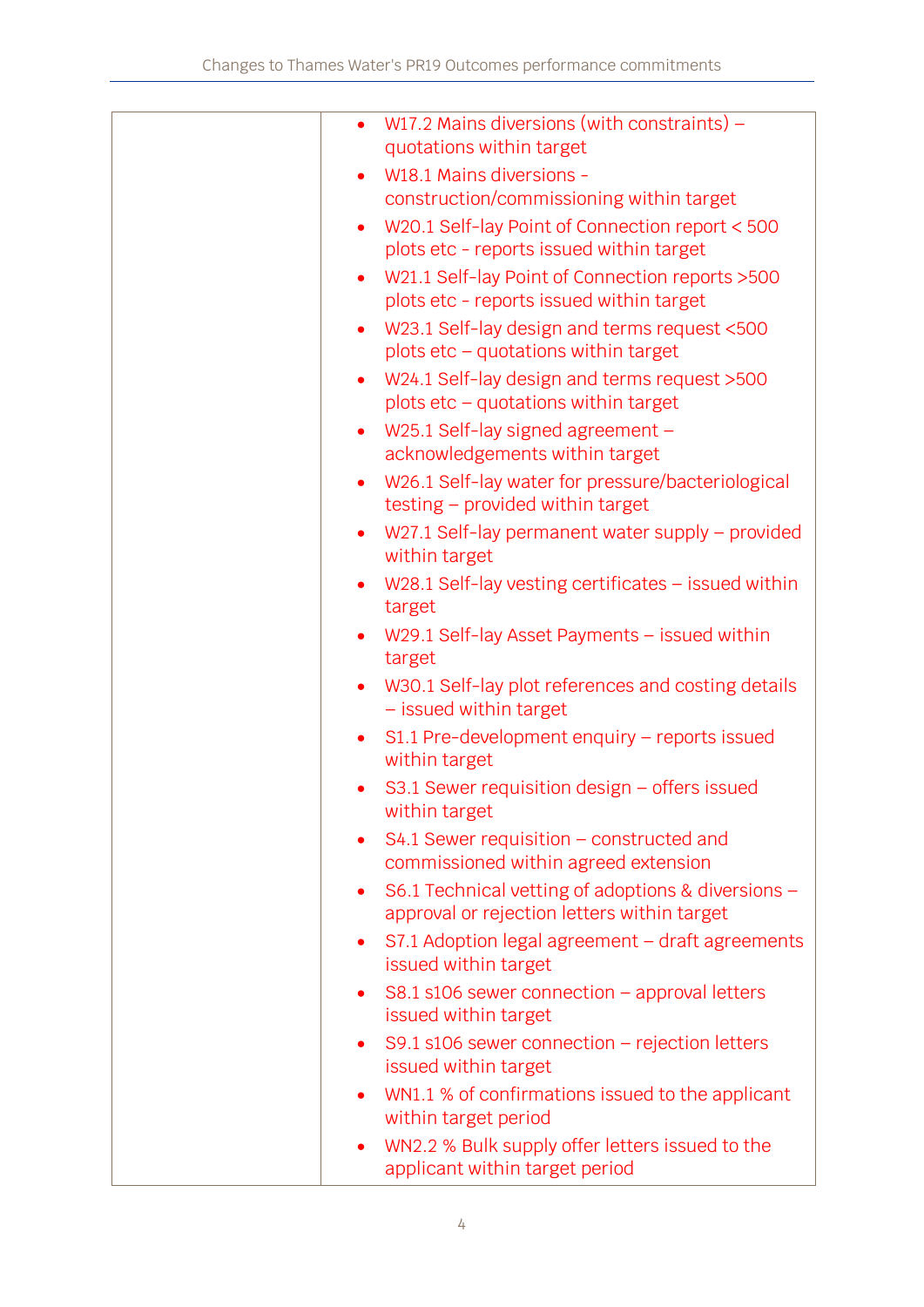| | |
|---|---|
| | • W17.2 Mains diversions (with constraints) – quotations within target<br>• W18.1 Mains diversions - construction/commissioning within target<br>• W20.1 Self-lay Point of Connection report < 500 plots etc - reports issued within target<br>• W21.1 Self-lay Point of Connection reports >500 plots etc - reports issued within target<br>• W23.1 Self-lay design and terms request <500 plots etc – quotations within target<br>• W24.1 Self-lay design and terms request >500 plots etc – quotations within target<br>• W25.1 Self-lay signed agreement – acknowledgements within target<br>• W26.1 Self-lay water for pressure/bacteriological testing – provided within target<br>• W27.1 Self-lay permanent water supply – provided within target<br>• W28.1 Self-lay vesting certificates – issued within target<br>• W29.1 Self-lay Asset Payments – issued within target<br>• W30.1 Self-lay plot references and costing details – issued within target<br>• S1.1 Pre-development enquiry – reports issued within target<br>• S3.1 Sewer requisition design – offers issued within target<br>• S4.1 Sewer requisition – constructed and commissioned within agreed extension<br>• S6.1 Technical vetting of adoptions & diversions – approval or rejection letters within target<br>• S7.1 Adoption legal agreement – draft agreements issued within target<br>• S8.1 s106 sewer connection – approval letters issued within target<br>• S9.1 s106 sewer connection – rejection letters issued within target<br>• WN1.1 % of confirmations issued to the applicant within target period<br>• WN2.2 % Bulk supply offer letters issued to the applicant within target period |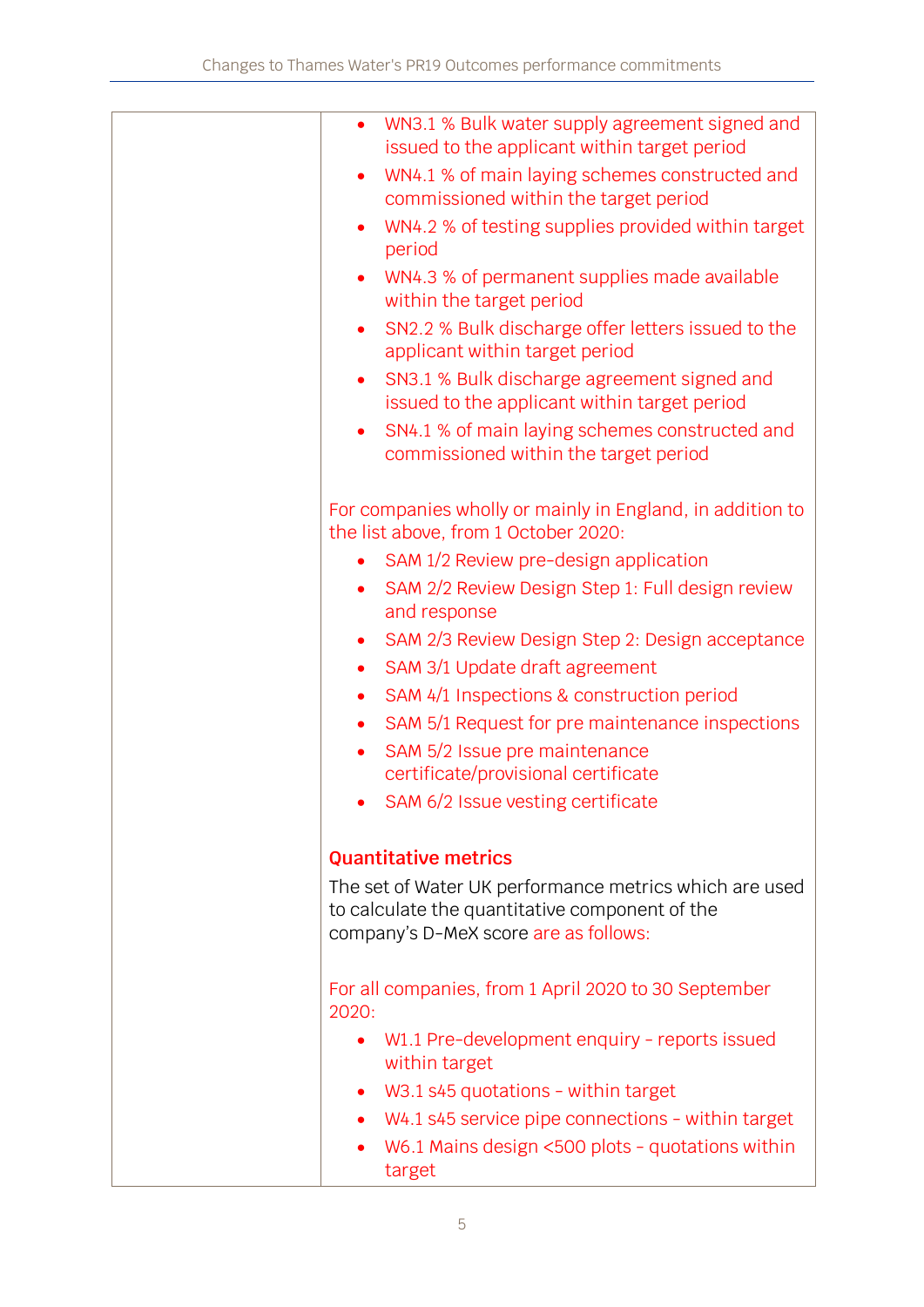| | |
|---|---|
| | • WN3.1 % Bulk water supply agreement signed and issued to the applicant within target period<br>• WN4.1 % of main laying schemes constructed and commissioned within the target period<br>• WN4.2 % of testing supplies provided within target period<br>• WN4.3 % of permanent supplies made available within the target period<br>• SN2.2 % Bulk discharge offer letters issued to the applicant within target period<br>• SN3.1 % Bulk discharge agreement signed and issued to the applicant within target period<br>• SN4.1 % of main laying schemes constructed and commissioned within the target period<br><br>For companies wholly or mainly in England, in addition to the list above, from 1 October 2020:<br>• SAM 1/2 Review pre-design application<br>• SAM 2/2 Review Design Step 1: Full design review and response<br>• SAM 2/3 Review Design Step 2: Design acceptance<br>• SAM 3/1 Update draft agreement<br>• SAM 4/1 Inspections & construction period<br>• SAM 5/1 Request for pre maintenance inspections<br>• SAM 5/2 Issue pre maintenance certificate/provisional certificate<br>• SAM 6/2 Issue vesting certificate<br><br>**Quantitative metrics**<br>The set of Water UK performance metrics which are used to calculate the quantitative component of the company's D-MeX score are as follows:<br><br>For all companies, from 1 April 2020 to 30 September 2020:<br>• W1.1 Pre-development enquiry – reports issued within target<br>• W3.1 s45 quotations – within target<br>• W4.1 s45 service pipe connections – within target<br>• W6.1 Mains design <500 plots – quotations within target |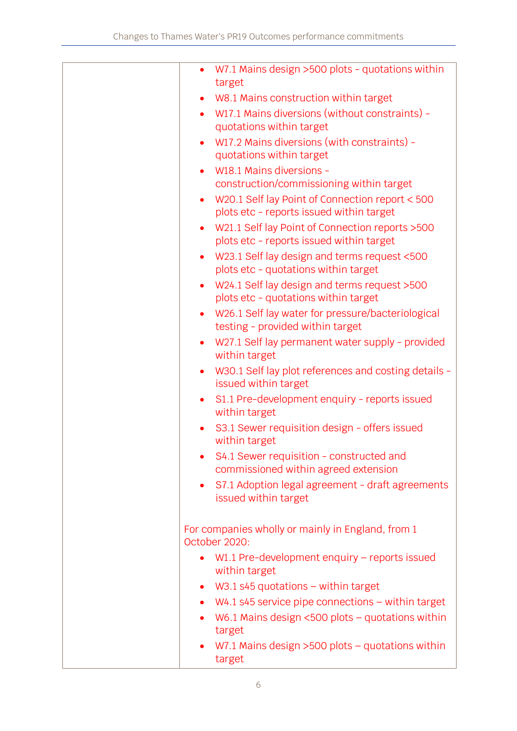| | |
|---|---|
| | • W7.1 Mains design >500 plots - quotations within target<br>• W8.1 Mains construction within target<br>• W17.1 Mains diversions (without constraints) - quotations within target<br>• W17.2 Mains diversions (with constraints) - quotations within target<br>• W18.1 Mains diversions - construction/commissioning within target<br>• W20.1 Self lay Point of Connection report < 500 plots etc - reports issued within target<br>• W21.1 Self lay Point of Connection reports >500 plots etc - reports issued within target<br>• W23.1 Self lay design and terms request <500 plots etc - quotations within target<br>• W24.1 Self lay design and terms request >500 plots etc - quotations within target<br>• W26.1 Self lay water for pressure/bacteriological testing - provided within target<br>• W27.1 Self lay permanent water supply - provided within target<br>• W30.1 Self lay plot references and costing details - issued within target<br>• S1.1 Pre-development enquiry - reports issued within target<br>• S3.1 Sewer requisition design - offers issued within target<br>• S4.1 Sewer requisition - constructed and commissioned within agreed extension<br>• S7.1 Adoption legal agreement - draft agreements issued within target<br><br>For companies wholly or mainly in England, from 1 October 2020:<br>• W1.1 Pre-development enquiry – reports issued within target<br>• W3.1 s45 quotations – within target<br>• W4.1 s45 service pipe connections – within target<br>• W6.1 Mains design <500 plots – quotations within target<br>• W7.1 Mains design >500 plots – quotations within target |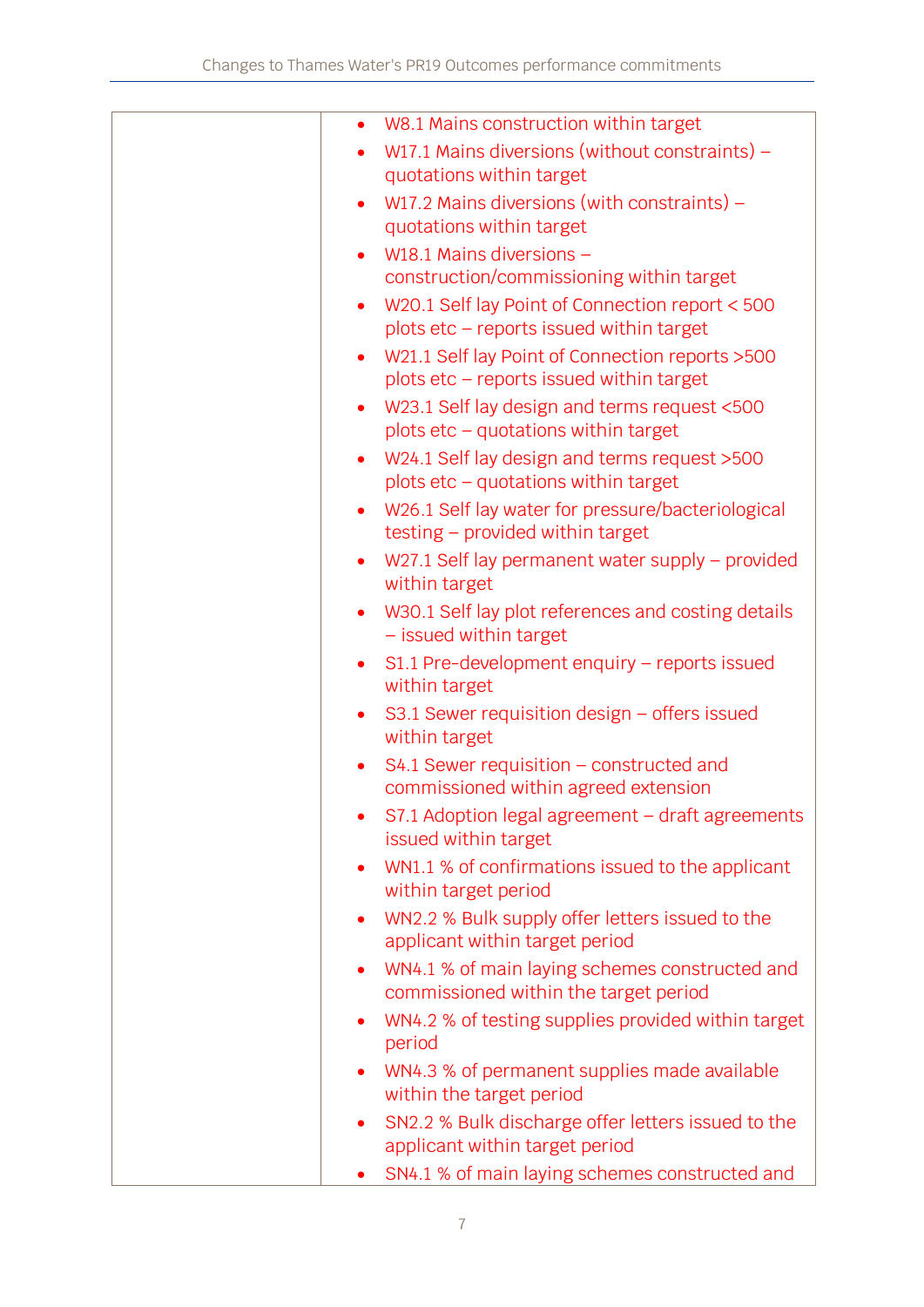|  |  |
|---|---|
|  | • W8.1 Mains construction within target<br>• W17.1 Mains diversions (without constraints) – quotations within target<br>• W17.2 Mains diversions (with constraints) – quotations within target<br>• W18.1 Mains diversions – construction/commissioning within target<br>• W20.1 Self lay Point of Connection report < 500 plots etc – reports issued within target<br>• W21.1 Self lay Point of Connection reports >500 plots etc – reports issued within target<br>• W23.1 Self lay design and terms request <500 plots etc – quotations within target<br>• W24.1 Self lay design and terms request >500 plots etc – quotations within target<br>• W26.1 Self lay water for pressure/bacteriological testing – provided within target<br>• W27.1 Self lay permanent water supply – provided within target<br>• W30.1 Self lay plot references and costing details – issued within target<br>• S1.1 Pre-development enquiry – reports issued within target<br>• S3.1 Sewer requisition design – offers issued within target<br>• S4.1 Sewer requisition – constructed and commissioned within agreed extension<br>• S7.1 Adoption legal agreement – draft agreements issued within target<br>• WN1.1 % of confirmations issued to the applicant within target period<br>• WN2.2 % Bulk supply offer letters issued to the applicant within target period<br>• WN4.1 % of main laying schemes constructed and commissioned within the target period<br>• WN4.2 % of testing supplies provided within target period<br>• WN4.3 % of permanent supplies made available within the target period<br>• SN2.2 % Bulk discharge offer letters issued to the applicant within target period<br>• SN4.1 % of main laying schemes constructed and |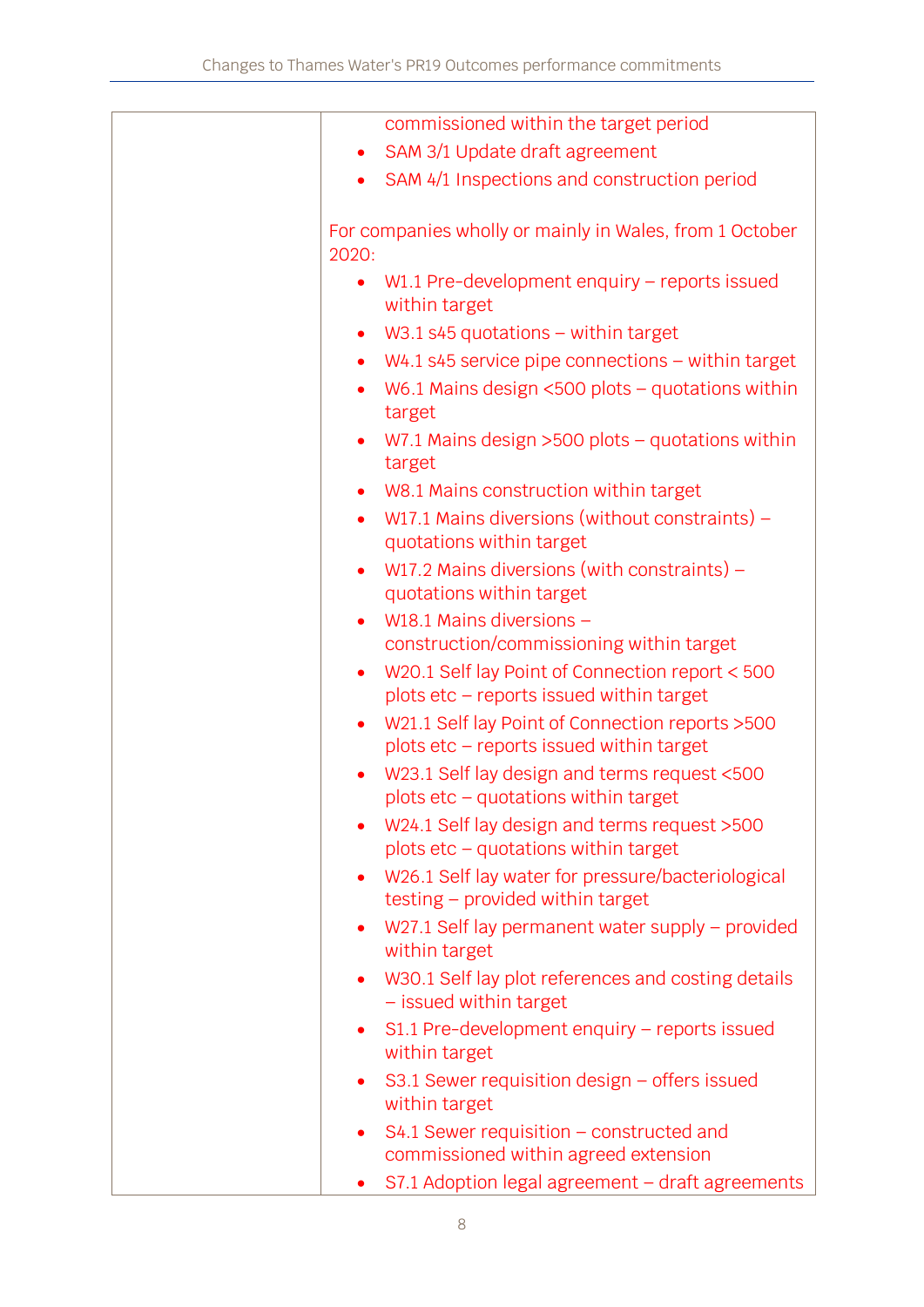| | |
|---|---|
| | commissioned within the target period<br>• SAM 3/1 Update draft agreement<br>• SAM 4/1 Inspections and construction period<br><br>For companies wholly or mainly in Wales, from 1 October 2020:<br>• W1.1 Pre-development enquiry – reports issued within target<br>• W3.1 s45 quotations – within target<br>• W4.1 s45 service pipe connections – within target<br>• W6.1 Mains design <500 plots – quotations within target<br>• W7.1 Mains design >500 plots – quotations within target<br>• W8.1 Mains construction within target<br>• W17.1 Mains diversions (without constraints) – quotations within target<br>• W17.2 Mains diversions (with constraints) – quotations within target<br>• W18.1 Mains diversions – construction/commissioning within target<br>• W20.1 Self lay Point of Connection report < 500 plots etc – reports issued within target<br>• W21.1 Self lay Point of Connection reports >500 plots etc – reports issued within target<br>• W23.1 Self lay design and terms request <500 plots etc – quotations within target<br>• W24.1 Self lay design and terms request >500 plots etc – quotations within target<br>• W26.1 Self lay water for pressure/bacteriological testing – provided within target<br>• W27.1 Self lay permanent water supply – provided within target<br>• W30.1 Self lay plot references and costing details – issued within target<br>• S1.1 Pre-development enquiry – reports issued within target<br>• S3.1 Sewer requisition design – offers issued within target<br>• S4.1 Sewer requisition – constructed and commissioned within agreed extension<br>• S7.1 Adoption legal agreement – draft agreements |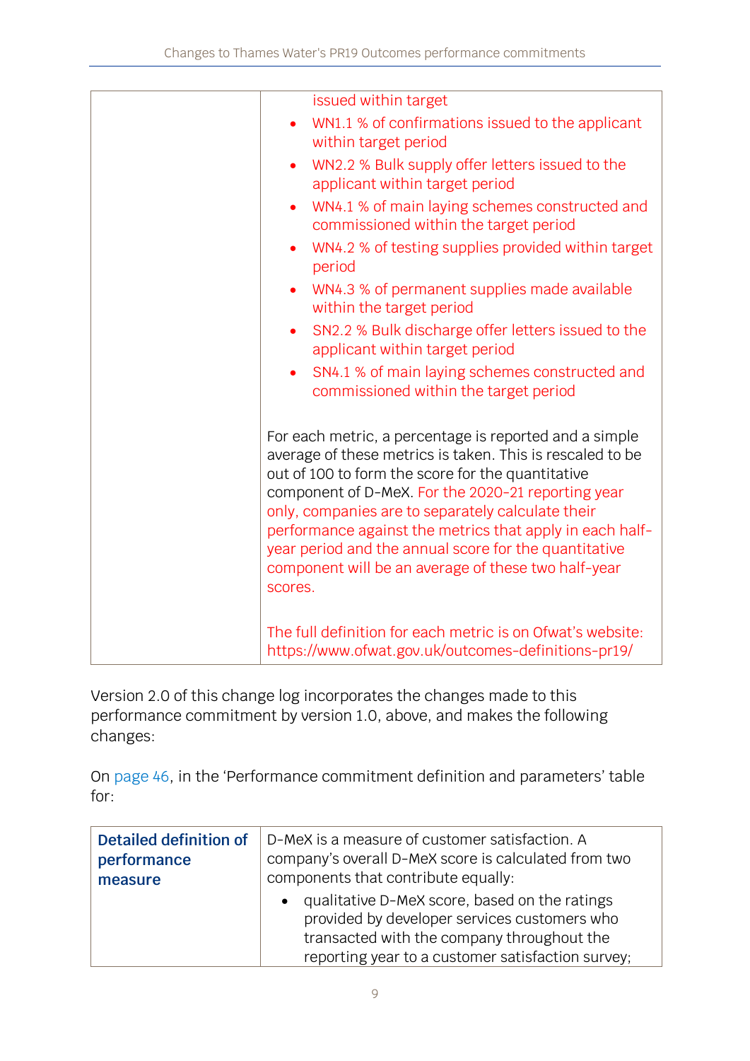| | issued within target<br>• WN1.1 % of confirmations issued to the applicant within target period<br>• WN2.2 % Bulk supply offer letters issued to the applicant within target period<br>• WN4.1 % of main laying schemes constructed and commissioned within the target period<br>• WN4.2 % of testing supplies provided within target period<br>• WN4.3 % of permanent supplies made available within the target period<br>• SN2.2 % Bulk discharge offer letters issued to the applicant within target period<br>• SN4.1 % of main laying schemes constructed and commissioned within the target period<br><br>For each metric, a percentage is reported and a simple average of these metrics is taken. This is rescaled to be out of 100 to form the score for the quantitative component of D-MeX. For the 2020-21 reporting year only, companies are to separately calculate their performance against the metrics that apply in each half-year period and the annual score for the quantitative component will be an average of these two half-year scores.<br><br>The full definition for each metric is on Ofwat's website: https://www.ofwat.gov.uk/outcomes-definitions-pr19/ |
|---|---|

Version 2.0 of this change log incorporates the changes made to this performance commitment by version 1.0, above, and makes the following changes:

On page 46, in the 'Performance commitment definition and parameters' table for:

| **Detailed definition of performance measure** | D-MeX is a measure of customer satisfaction. A company's overall D-MeX score is calculated from two components that contribute equally:<br>• qualitative D-MeX score, based on the ratings provided by developer services customers who transacted with the company throughout the reporting year to a customer satisfaction survey; |
|---|---|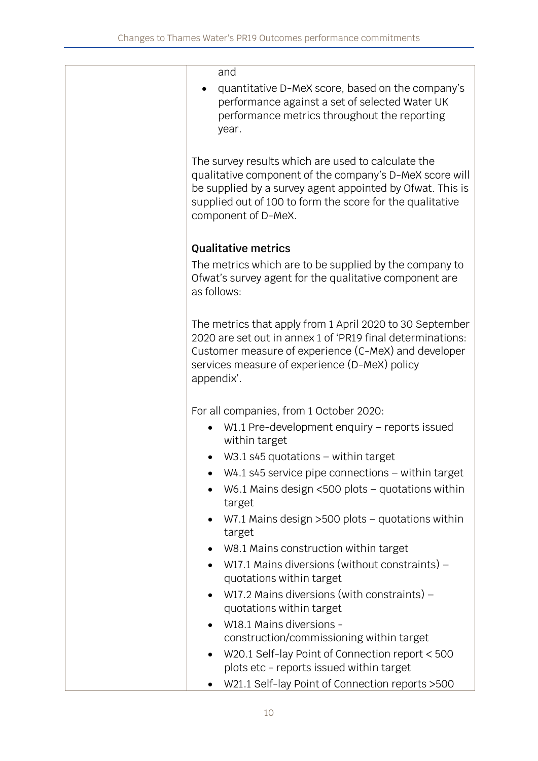| | and<br>• quantitative D-MeX score, based on the company's performance against a set of selected Water UK performance metrics throughout the reporting year.<br><br>The survey results which are used to calculate the qualitative component of the company's D-MeX score will be supplied by a survey agent appointed by Ofwat. This is supplied out of 100 to form the score for the qualitative component of D-MeX.<br><br>**Qualitative metrics**<br>The metrics which are to be supplied by the company to Ofwat's survey agent for the qualitative component are as follows:<br><br>The metrics that apply from 1 April 2020 to 30 September 2020 are set out in annex 1 of 'PR19 final determinations: Customer measure of experience (C-MeX) and developer services measure of experience (D-MeX) policy appendix'.<br><br>For all companies, from 1 October 2020:<br>• W1.1 Pre-development enquiry – reports issued within target<br>• W3.1 s45 quotations – within target<br>• W4.1 s45 service pipe connections – within target<br>• W6.1 Mains design <500 plots – quotations within target<br>• W7.1 Mains design >500 plots – quotations within target<br>• W8.1 Mains construction within target<br>• W17.1 Mains diversions (without constraints) – quotations within target<br>• W17.2 Mains diversions (with constraints) – quotations within target<br>• W18.1 Mains diversions - construction/commissioning within target<br>• W20.1 Self-lay Point of Connection report < 500 plots etc - reports issued within target<br>• W21.1 Self-lay Point of Connection reports >500 |
|---|---|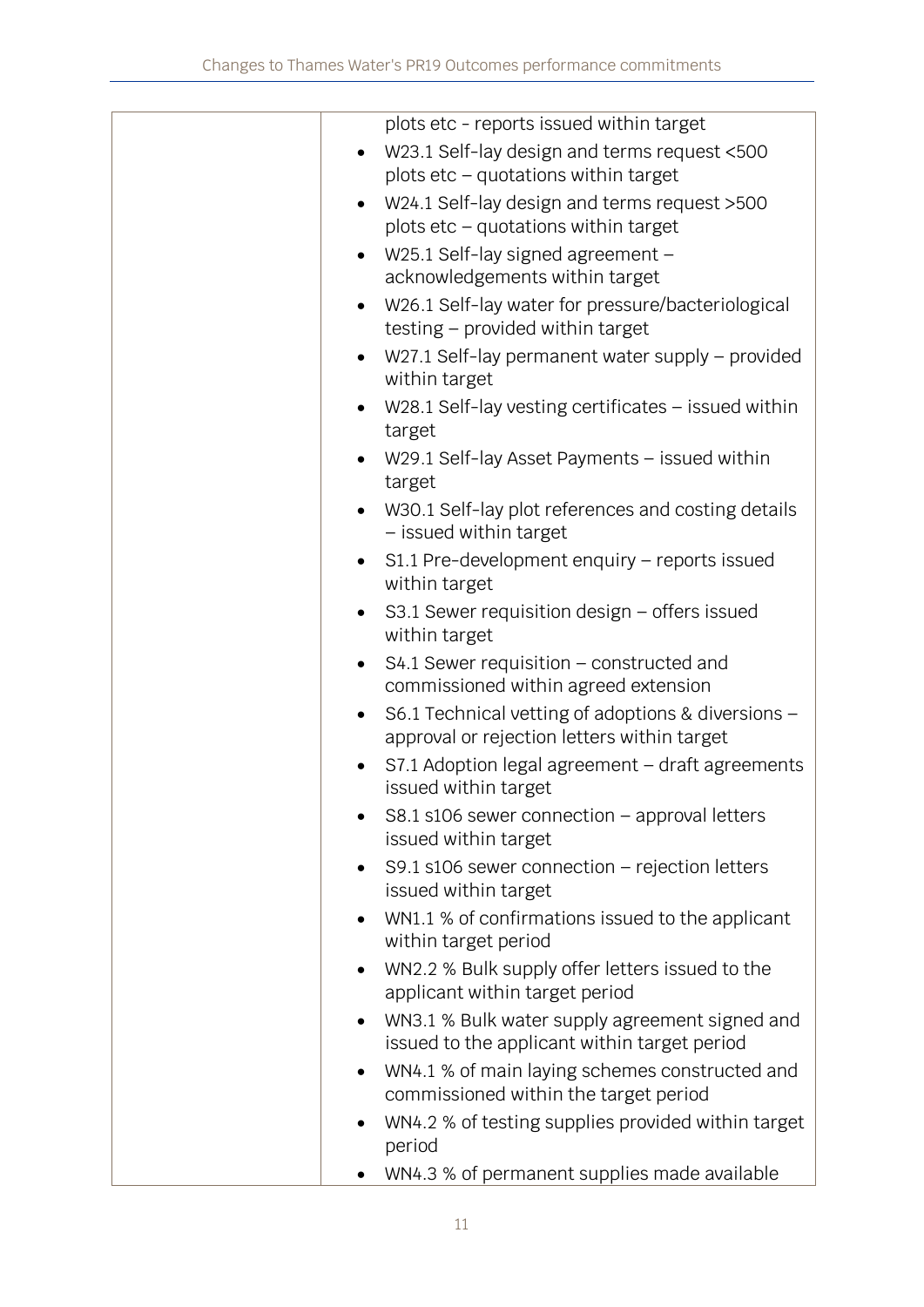| | |
|---|---|
| | plots etc - reports issued within target<br>• W23.1 Self-lay design and terms request <500 plots etc – quotations within target<br>• W24.1 Self-lay design and terms request >500 plots etc – quotations within target<br>• W25.1 Self-lay signed agreement – acknowledgements within target<br>• W26.1 Self-lay water for pressure/bacteriological testing – provided within target<br>• W27.1 Self-lay permanent water supply – provided within target<br>• W28.1 Self-lay vesting certificates – issued within target<br>• W29.1 Self-lay Asset Payments – issued within target<br>• W30.1 Self-lay plot references and costing details – issued within target<br>• S1.1 Pre-development enquiry – reports issued within target<br>• S3.1 Sewer requisition design – offers issued within target<br>• S4.1 Sewer requisition – constructed and commissioned within agreed extension<br>• S6.1 Technical vetting of adoptions & diversions – approval or rejection letters within target<br>• S7.1 Adoption legal agreement – draft agreements issued within target<br>• S8.1 s106 sewer connection – approval letters issued within target<br>• S9.1 s106 sewer connection – rejection letters issued within target<br>• WN1.1 % of confirmations issued to the applicant within target period<br>• WN2.2 % Bulk supply offer letters issued to the applicant within target period<br>• WN3.1 % Bulk water supply agreement signed and issued to the applicant within target period<br>• WN4.1 % of main laying schemes constructed and commissioned within the target period<br>• WN4.2 % of testing supplies provided within target period<br>• WN4.3 % of permanent supplies made available |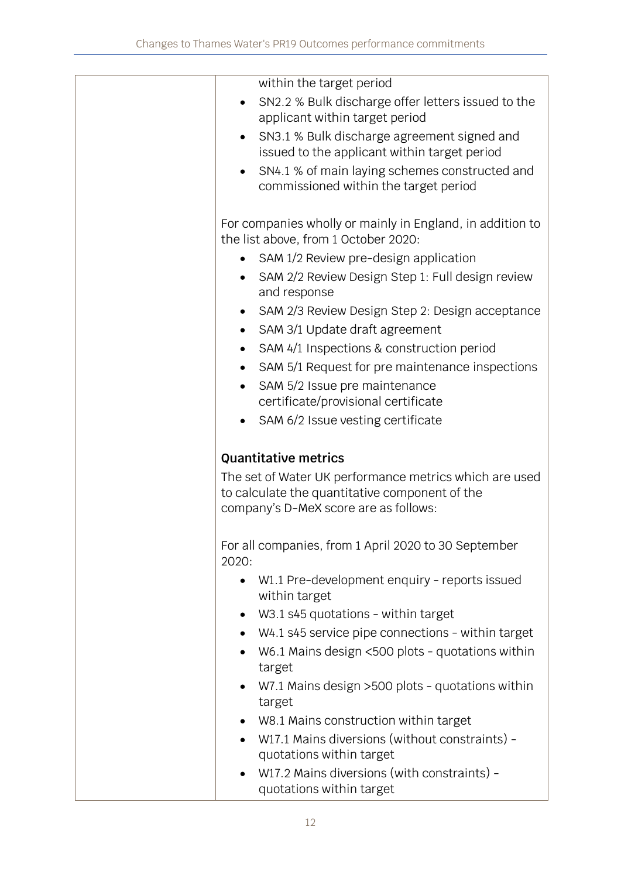| | within the target period<br>• SN2.2 % Bulk discharge offer letters issued to the applicant within target period<br>• SN3.1 % Bulk discharge agreement signed and issued to the applicant within target period<br>• SN4.1 % of main laying schemes constructed and commissioned within the target period<br><br>For companies wholly or mainly in England, in addition to the list above, from 1 October 2020:<br>• SAM 1/2 Review pre-design application<br>• SAM 2/2 Review Design Step 1: Full design review and response<br>• SAM 2/3 Review Design Step 2: Design acceptance<br>• SAM 3/1 Update draft agreement<br>• SAM 4/1 Inspections & construction period<br>• SAM 5/1 Request for pre maintenance inspections<br>• SAM 5/2 Issue pre maintenance certificate/provisional certificate<br>• SAM 6/2 Issue vesting certificate<br><br>**Quantitative metrics**<br>The set of Water UK performance metrics which are used to calculate the quantitative component of the company's D-MeX score are as follows:<br><br>For all companies, from 1 April 2020 to 30 September 2020:<br>• W1.1 Pre-development enquiry - reports issued within target<br>• W3.1 s45 quotations - within target<br>• W4.1 s45 service pipe connections - within target<br>• W6.1 Mains design <500 plots - quotations within target<br>• W7.1 Mains design >500 plots - quotations within target<br>• W8.1 Mains construction within target<br>• W17.1 Mains diversions (without constraints) - quotations within target<br>• W17.2 Mains diversions (with constraints) - quotations within target |
|---|---|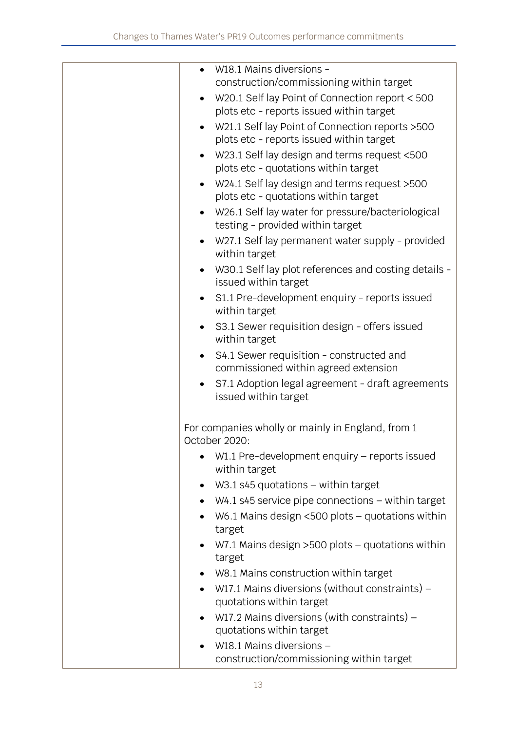| | |
|---|---|
| | - W18.1 Mains diversions - construction/commissioning within target<br>- W20.1 Self lay Point of Connection report < 500 plots etc - reports issued within target<br>- W21.1 Self lay Point of Connection reports >500 plots etc - reports issued within target<br>- W23.1 Self lay design and terms request <500 plots etc - quotations within target<br>- W24.1 Self lay design and terms request >500 plots etc - quotations within target<br>- W26.1 Self lay water for pressure/bacteriological testing - provided within target<br>- W27.1 Self lay permanent water supply - provided within target<br>- W30.1 Self lay plot references and costing details - issued within target<br>- S1.1 Pre-development enquiry - reports issued within target<br>- S3.1 Sewer requisition design - offers issued within target<br>- S4.1 Sewer requisition - constructed and commissioned within agreed extension<br>- S7.1 Adoption legal agreement - draft agreements issued within target<br><br>For companies wholly or mainly in England, from 1 October 2020:<br>- W1.1 Pre-development enquiry – reports issued within target<br>- W3.1 s45 quotations – within target<br>- W4.1 s45 service pipe connections – within target<br>- W6.1 Mains design <500 plots – quotations within target<br>- W7.1 Mains design >500 plots – quotations within target<br>- W8.1 Mains construction within target<br>- W17.1 Mains diversions (without constraints) – quotations within target<br>- W17.2 Mains diversions (with constraints) – quotations within target<br>- W18.1 Mains diversions – construction/commissioning within target |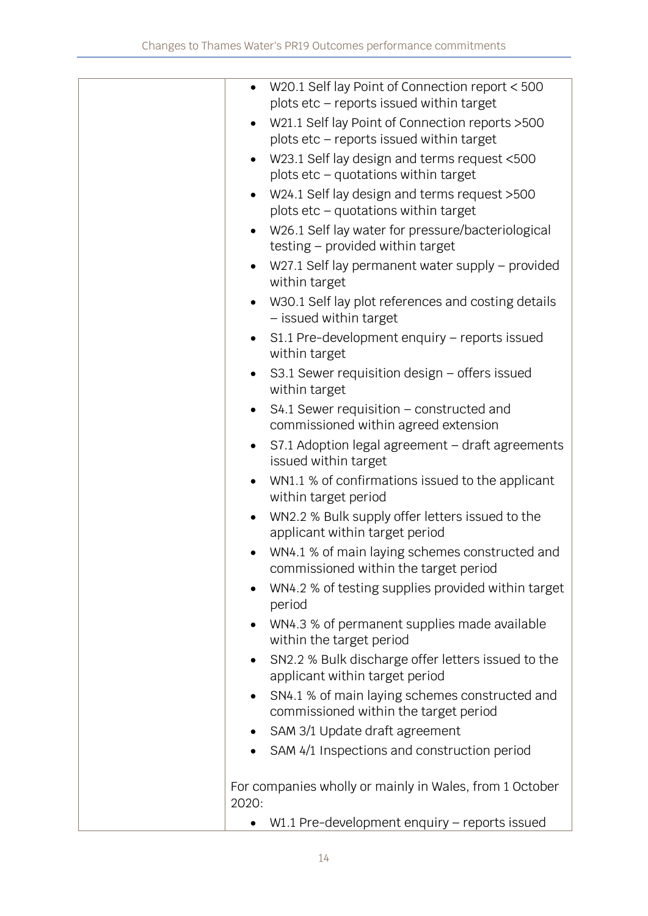| | |
|---|---|
| | <ul><li>W20.1 Self lay Point of Connection report < 500 plots etc – reports issued within target</li><li>W21.1 Self lay Point of Connection reports >500 plots etc – reports issued within target</li><li>W23.1 Self lay design and terms request <500 plots etc – quotations within target</li><li>W24.1 Self lay design and terms request >500 plots etc – quotations within target</li><li>W26.1 Self lay water for pressure/bacteriological testing – provided within target</li><li>W27.1 Self lay permanent water supply – provided within target</li><li>W30.1 Self lay plot references and costing details – issued within target</li><li>S1.1 Pre-development enquiry – reports issued within target</li><li>S3.1 Sewer requisition design – offers issued within target</li><li>S4.1 Sewer requisition – constructed and commissioned within agreed extension</li><li>S7.1 Adoption legal agreement – draft agreements issued within target</li><li>WN1.1 % of confirmations issued to the applicant within target period</li><li>WN2.2 % Bulk supply offer letters issued to the applicant within target period</li><li>WN4.1 % of main laying schemes constructed and commissioned within the target period</li><li>WN4.2 % of testing supplies provided within target period</li><li>WN4.3 % of permanent supplies made available within the target period</li><li>SN2.2 % Bulk discharge offer letters issued to the applicant within target period</li><li>SN4.1 % of main laying schemes constructed and commissioned within the target period</li><li>SAM 3/1 Update draft agreement</li><li>SAM 4/1 Inspections and construction period</li></ul>For companies wholly or mainly in Wales, from 1 October 2020:<ul><li>W1.1 Pre-development enquiry – reports issued</li></ul> |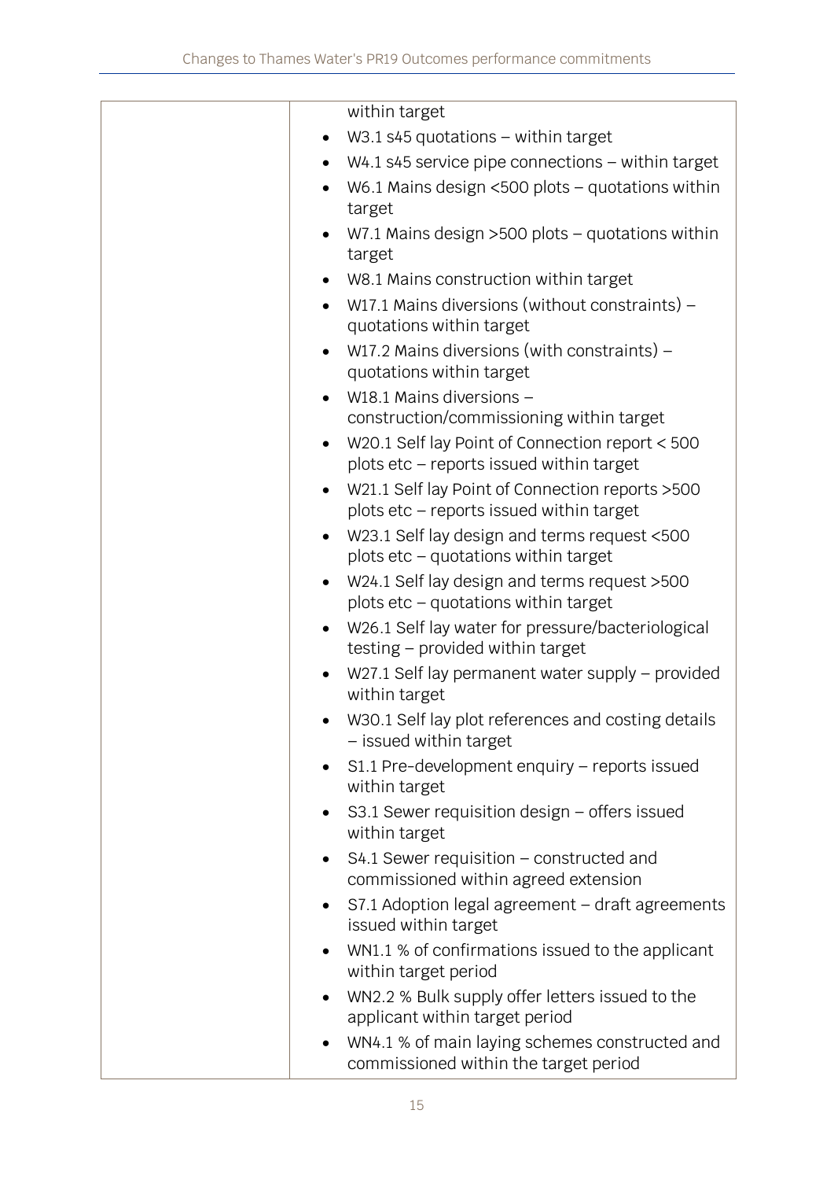| | |
|---|---|
| | within target<br>• W3.1 s45 quotations – within target<br>• W4.1 s45 service pipe connections – within target<br>• W6.1 Mains design <500 plots – quotations within target<br>• W7.1 Mains design >500 plots – quotations within target<br>• W8.1 Mains construction within target<br>• W17.1 Mains diversions (without constraints) – quotations within target<br>• W17.2 Mains diversions (with constraints) – quotations within target<br>• W18.1 Mains diversions – construction/commissioning within target<br>• W20.1 Self lay Point of Connection report < 500 plots etc – reports issued within target<br>• W21.1 Self lay Point of Connection reports >500 plots etc – reports issued within target<br>• W23.1 Self lay design and terms request <500 plots etc – quotations within target<br>• W24.1 Self lay design and terms request >500 plots etc – quotations within target<br>• W26.1 Self lay water for pressure/bacteriological testing – provided within target<br>• W27.1 Self lay permanent water supply – provided within target<br>• W30.1 Self lay plot references and costing details – issued within target<br>• S1.1 Pre-development enquiry – reports issued within target<br>• S3.1 Sewer requisition design – offers issued within target<br>• S4.1 Sewer requisition – constructed and commissioned within agreed extension<br>• S7.1 Adoption legal agreement – draft agreements issued within target<br>• WN1.1 % of confirmations issued to the applicant within target period<br>• WN2.2 % Bulk supply offer letters issued to the applicant within target period<br>• WN4.1 % of main laying schemes constructed and commissioned within the target period |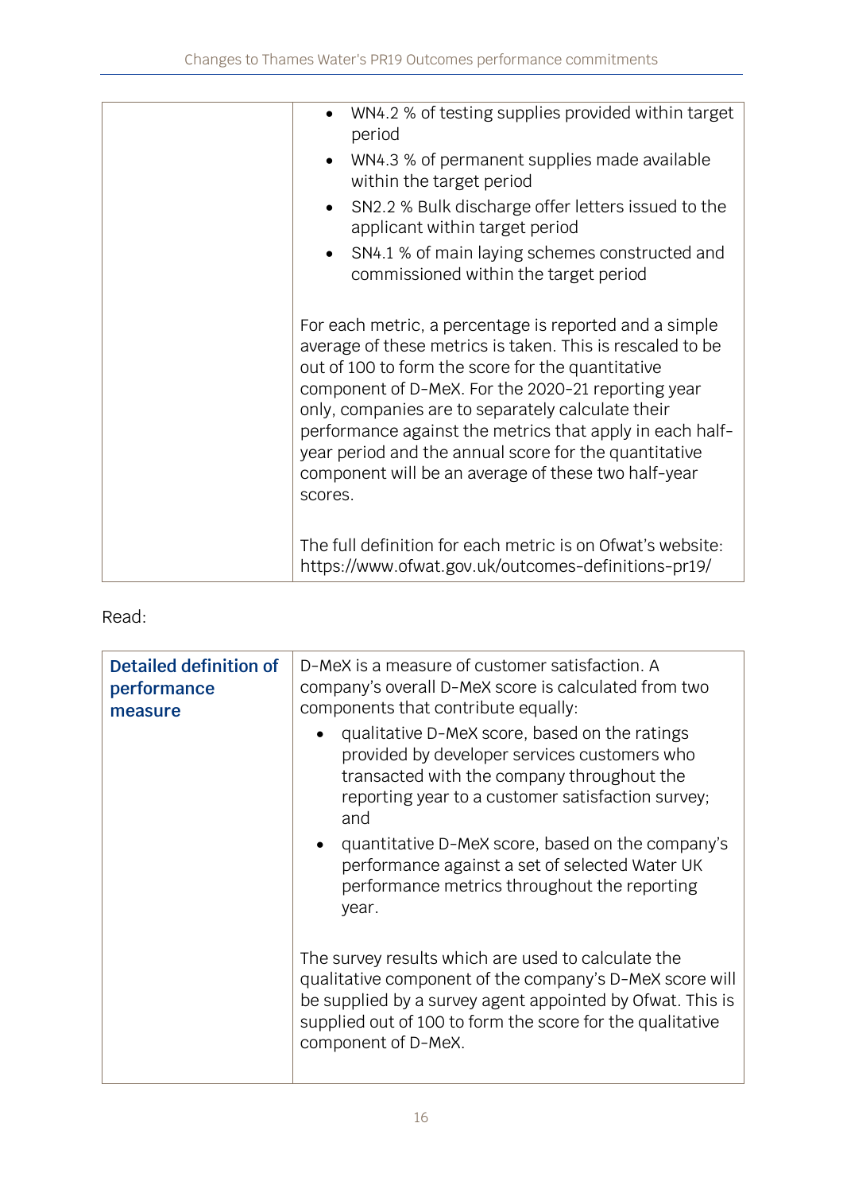| | |
|---|---|
| | • WN4.2 % of testing supplies provided within target period<br>• WN4.3 % of permanent supplies made available within the target period<br>• SN2.2 % Bulk discharge offer letters issued to the applicant within target period<br>• SN4.1 % of main laying schemes constructed and commissioned within the target period<br><br>For each metric, a percentage is reported and a simple average of these metrics is taken. This is rescaled to be out of 100 to form the score for the quantitative component of D-MeX. For the 2020-21 reporting year only, companies are to separately calculate their performance against the metrics that apply in each half-year period and the annual score for the quantitative component will be an average of these two half-year scores.<br><br>The full definition for each metric is on Ofwat's website: https://www.ofwat.gov.uk/outcomes-definitions-pr19/ |

Read:

| | |
|---|---|
| **Detailed definition of performance measure** | D-MeX is a measure of customer satisfaction. A company's overall D-MeX score is calculated from two components that contribute equally:<br>• qualitative D-MeX score, based on the ratings provided by developer services customers who transacted with the company throughout the reporting year to a customer satisfaction survey; and<br>• quantitative D-MeX score, based on the company's performance against a set of selected Water UK performance metrics throughout the reporting year.<br><br>The survey results which are used to calculate the qualitative component of the company's D-MeX score will be supplied by a survey agent appointed by Ofwat. This is supplied out of 100 to form the score for the qualitative component of D-MeX. |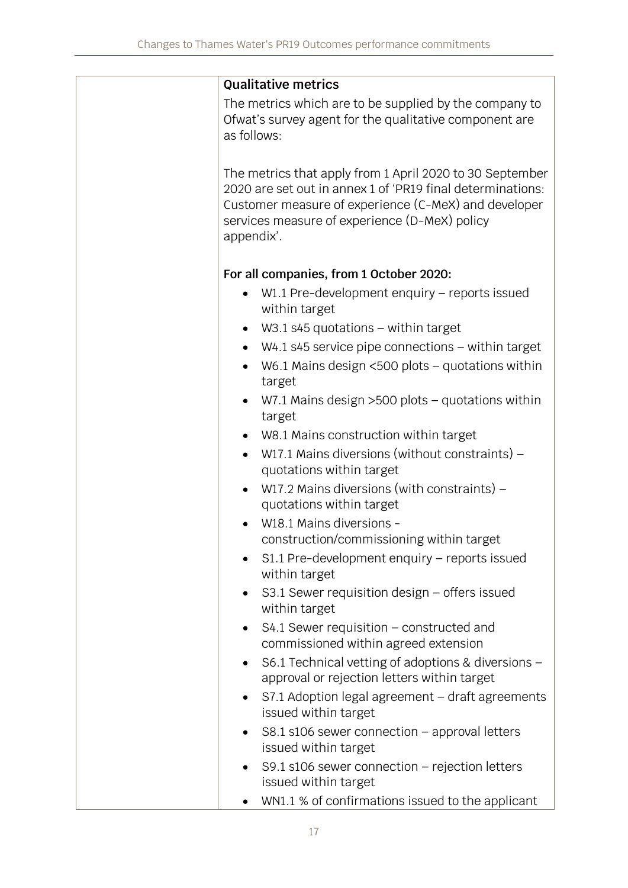| | **Qualitative metrics**<br><br>The metrics which are to be supplied by the company to Ofwat's survey agent for the qualitative component are as follows:<br><br>The metrics that apply from 1 April 2020 to 30 September 2020 are set out in annex 1 of 'PR19 final determinations: Customer measure of experience (C-MeX) and developer services measure of experience (D-MeX) policy appendix'.<br><br>**For all companies, from 1 October 2020:**<br>• W1.1 Pre-development enquiry – reports issued within target<br>• W3.1 s45 quotations – within target<br>• W4.1 s45 service pipe connections – within target<br>• W6.1 Mains design <500 plots – quotations within target<br>• W7.1 Mains design >500 plots – quotations within target<br>• W8.1 Mains construction within target<br>• W17.1 Mains diversions (without constraints) – quotations within target<br>• W17.2 Mains diversions (with constraints) – quotations within target<br>• W18.1 Mains diversions - construction/commissioning within target<br>• S1.1 Pre-development enquiry – reports issued within target<br>• S3.1 Sewer requisition design – offers issued within target<br>• S4.1 Sewer requisition – constructed and commissioned within agreed extension<br>• S6.1 Technical vetting of adoptions & diversions – approval or rejection letters within target<br>• S7.1 Adoption legal agreement – draft agreements issued within target<br>• S8.1 s106 sewer connection – approval letters issued within target<br>• S9.1 s106 sewer connection – rejection letters issued within target<br>• WN1.1 % of confirmations issued to the applicant |
|---|---|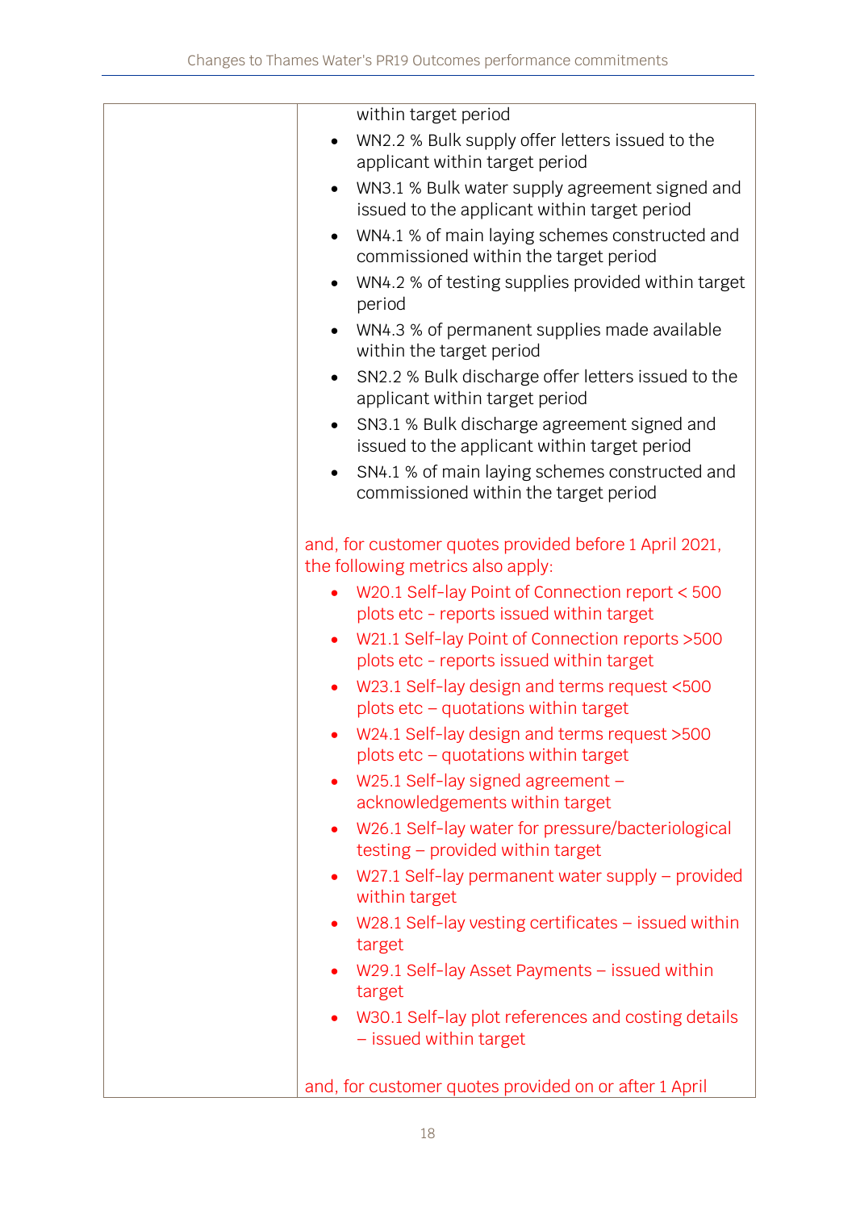| | within target period<br>• WN2.2 % Bulk supply offer letters issued to the applicant within target period<br>• WN3.1 % Bulk water supply agreement signed and issued to the applicant within target period<br>• WN4.1 % of main laying schemes constructed and commissioned within the target period<br>• WN4.2 % of testing supplies provided within target period<br>• WN4.3 % of permanent supplies made available within the target period<br>• SN2.2 % Bulk discharge offer letters issued to the applicant within target period<br>• SN3.1 % Bulk discharge agreement signed and issued to the applicant within target period<br>• SN4.1 % of main laying schemes constructed and commissioned within the target period<br><br>and, for customer quotes provided before 1 April 2021, the following metrics also apply:<br>• W20.1 Self-lay Point of Connection report < 500 plots etc - reports issued within target<br>• W21.1 Self-lay Point of Connection reports >500 plots etc - reports issued within target<br>• W23.1 Self-lay design and terms request <500 plots etc – quotations within target<br>• W24.1 Self-lay design and terms request >500 plots etc – quotations within target<br>• W25.1 Self-lay signed agreement – acknowledgements within target<br>• W26.1 Self-lay water for pressure/bacteriological testing – provided within target<br>• W27.1 Self-lay permanent water supply – provided within target<br>• W28.1 Self-lay vesting certificates – issued within target<br>• W29.1 Self-lay Asset Payments – issued within target<br>• W30.1 Self-lay plot references and costing details – issued within target<br><br>and, for customer quotes provided on or after 1 April |
|---|---|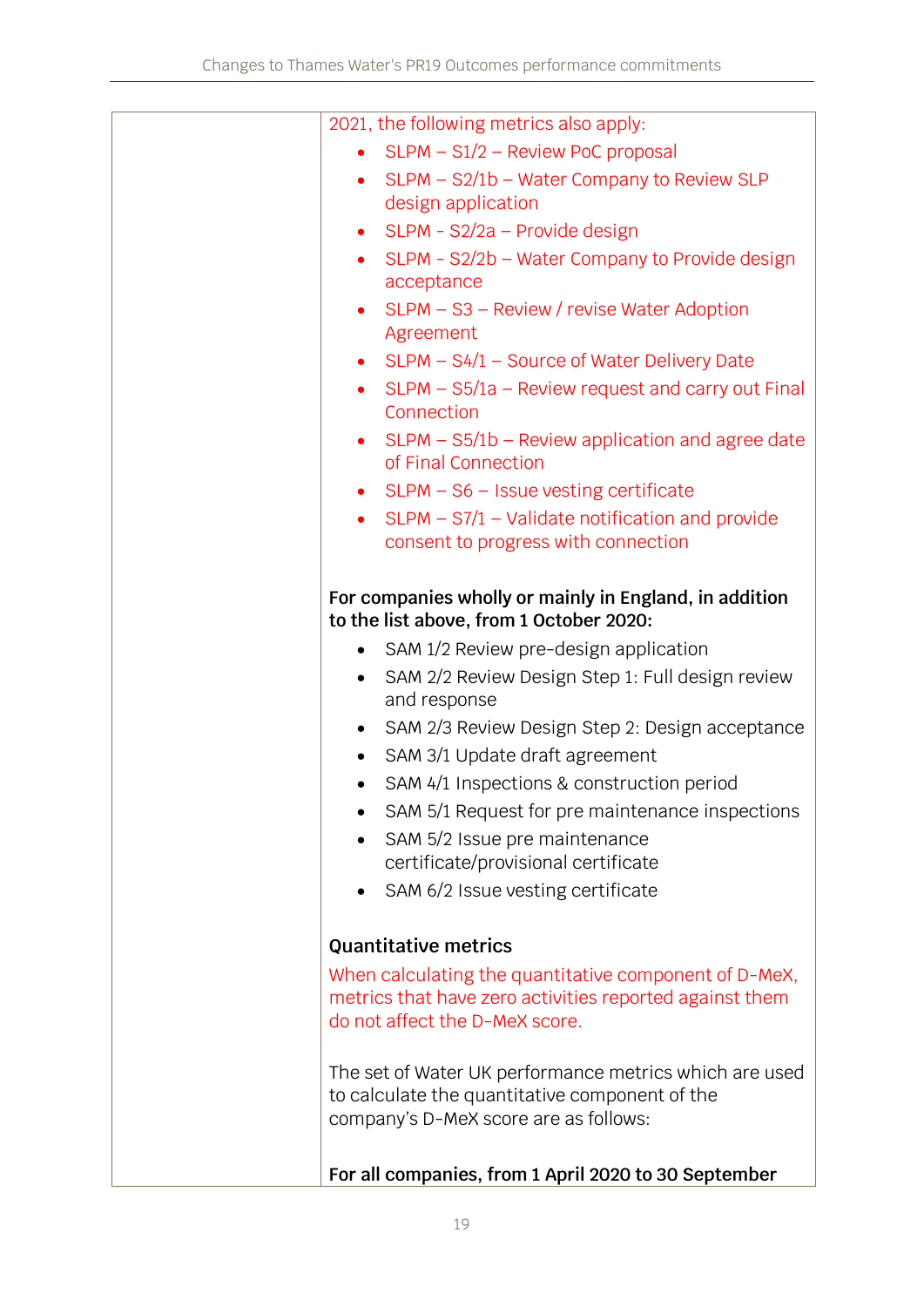| | 2021, the following metrics also apply:<br>• SLPM – S1/2 – Review PoC proposal<br>• SLPM – S2/1b – Water Company to Review SLP design application<br>• SLPM - S2/2a – Provide design<br>• SLPM - S2/2b – Water Company to Provide design acceptance<br>• SLPM – S3 – Review / revise Water Adoption Agreement<br>• SLPM – S4/1 – Source of Water Delivery Date<br>• SLPM – S5/1a – Review request and carry out Final Connection<br>• SLPM – S5/1b – Review application and agree date of Final Connection<br>• SLPM – S6 – Issue vesting certificate<br>• SLPM – S7/1 – Validate notification and provide consent to progress with connection<br><br>**For companies wholly or mainly in England, in addition to the list above, from 1 October 2020:**<br>• SAM 1/2 Review pre-design application<br>• SAM 2/2 Review Design Step 1: Full design review and response<br>• SAM 2/3 Review Design Step 2: Design acceptance<br>• SAM 3/1 Update draft agreement<br>• SAM 4/1 Inspections & construction period<br>• SAM 5/1 Request for pre maintenance inspections<br>• SAM 5/2 Issue pre maintenance certificate/provisional certificate<br>• SAM 6/2 Issue vesting certificate<br><br>**Quantitative metrics**<br>When calculating the quantitative component of D-MeX, metrics that have zero activities reported against them do not affect the D-MeX score.<br><br>The set of Water UK performance metrics which are used to calculate the quantitative component of the company's D-MeX score are as follows:<br><br>**For all companies, from 1 April 2020 to 30 September** |
|---|---|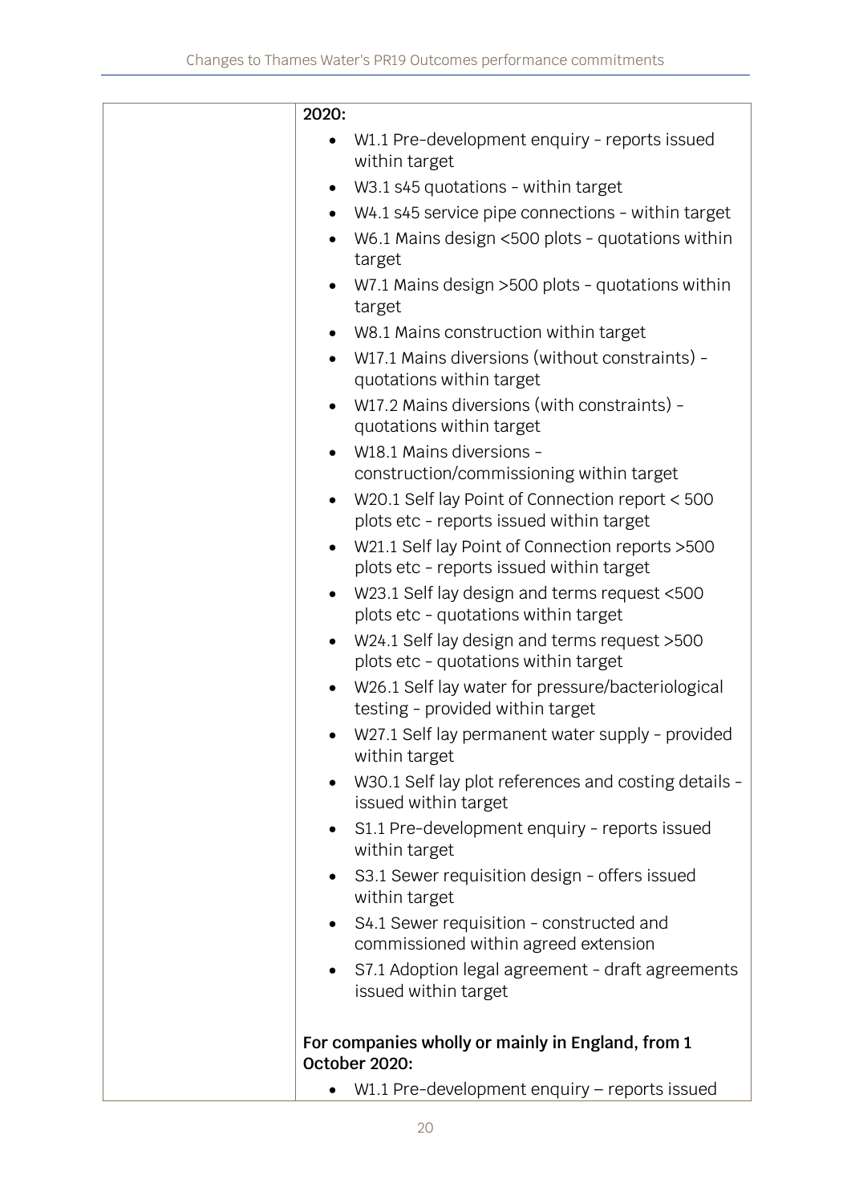| | 2020:<br>• W1.1 Pre-development enquiry - reports issued within target<br>• W3.1 s45 quotations - within target<br>• W4.1 s45 service pipe connections - within target<br>• W6.1 Mains design <500 plots - quotations within target<br>• W7.1 Mains design >500 plots - quotations within target<br>• W8.1 Mains construction within target<br>• W17.1 Mains diversions (without constraints) - quotations within target<br>• W17.2 Mains diversions (with constraints) - quotations within target<br>• W18.1 Mains diversions - construction/commissioning within target<br>• W20.1 Self lay Point of Connection report < 500 plots etc - reports issued within target<br>• W21.1 Self lay Point of Connection reports >500 plots etc - reports issued within target<br>• W23.1 Self lay design and terms request <500 plots etc - quotations within target<br>• W24.1 Self lay design and terms request >500 plots etc - quotations within target<br>• W26.1 Self lay water for pressure/bacteriological testing - provided within target<br>• W27.1 Self lay permanent water supply - provided within target<br>• W30.1 Self lay plot references and costing details - issued within target<br>• S1.1 Pre-development enquiry - reports issued within target<br>• S3.1 Sewer requisition design - offers issued within target<br>• S4.1 Sewer requisition - constructed and commissioned within agreed extension<br>• S7.1 Adoption legal agreement - draft agreements issued within target<br><br>**For companies wholly or mainly in England, from 1 October 2020:**<br>• W1.1 Pre-development enquiry – reports issued |
|---|---|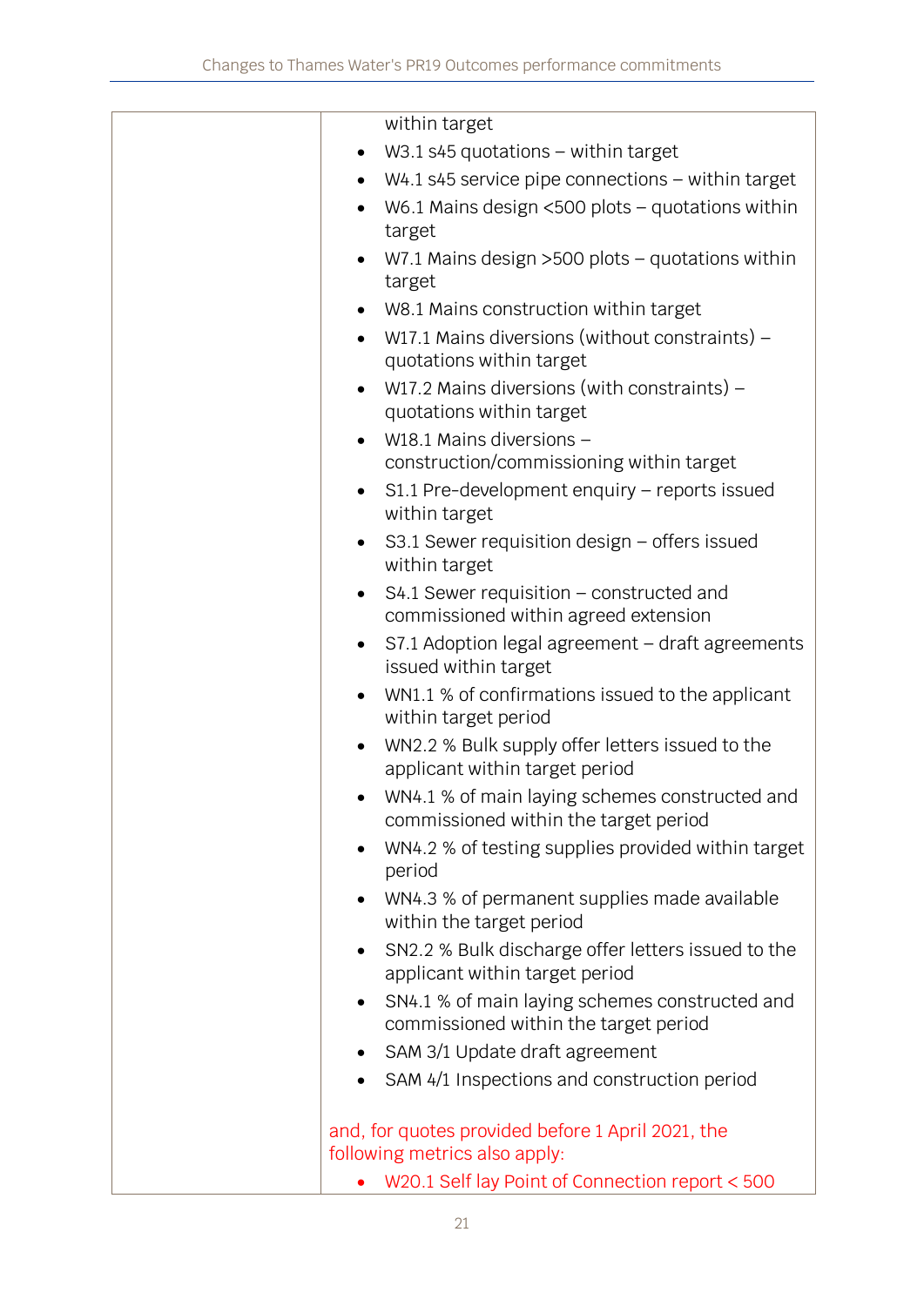|  | within target<br>• W3.1 s45 quotations – within target<br>• W4.1 s45 service pipe connections – within target<br>• W6.1 Mains design <500 plots – quotations within target<br>• W7.1 Mains design >500 plots – quotations within target<br>• W8.1 Mains construction within target<br>• W17.1 Mains diversions (without constraints) – quotations within target<br>• W17.2 Mains diversions (with constraints) – quotations within target<br>• W18.1 Mains diversions – construction/commissioning within target<br>• S1.1 Pre-development enquiry – reports issued within target<br>• S3.1 Sewer requisition design – offers issued within target<br>• S4.1 Sewer requisition – constructed and commissioned within agreed extension<br>• S7.1 Adoption legal agreement – draft agreements issued within target<br>• WN1.1 % of confirmations issued to the applicant within target period<br>• WN2.2 % Bulk supply offer letters issued to the applicant within target period<br>• WN4.1 % of main laying schemes constructed and commissioned within the target period<br>• WN4.2 % of testing supplies provided within target period<br>• WN4.3 % of permanent supplies made available within the target period<br>• SN2.2 % Bulk discharge offer letters issued to the applicant within target period<br>• SN4.1 % of main laying schemes constructed and commissioned within the target period<br>• SAM 3/1 Update draft agreement<br>• SAM 4/1 Inspections and construction period<br><br>and, for quotes provided before 1 April 2021, the following metrics also apply:<br>• W20.1 Self lay Point of Connection report < 500 |
|---|---|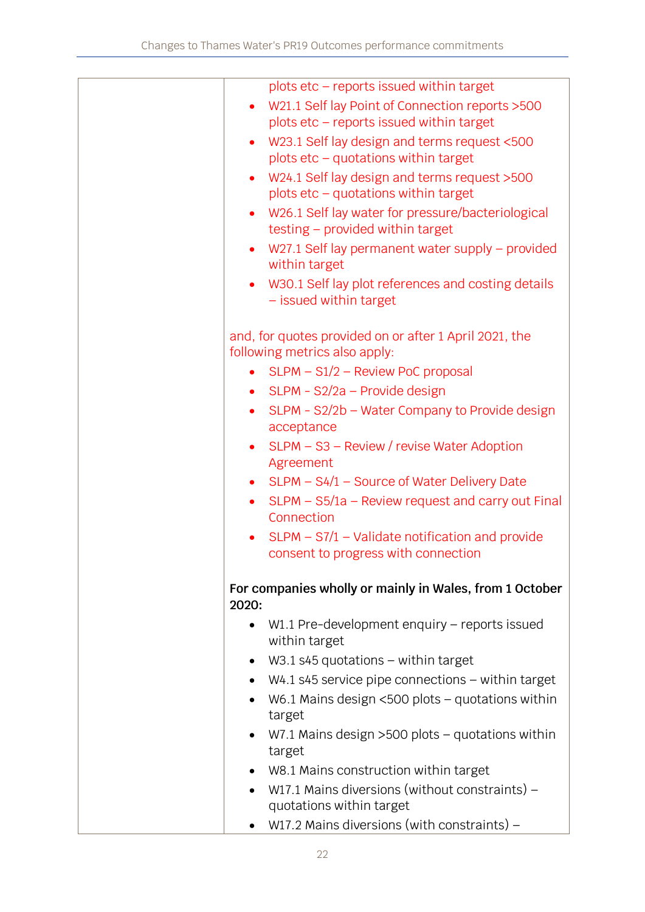| | plots etc – reports issued within target<br>• W21.1 Self lay Point of Connection reports >500 plots etc – reports issued within target<br>• W23.1 Self lay design and terms request <500 plots etc – quotations within target<br>• W24.1 Self lay design and terms request >500 plots etc – quotations within target<br>• W26.1 Self lay water for pressure/bacteriological testing – provided within target<br>• W27.1 Self lay permanent water supply – provided within target<br>• W30.1 Self lay plot references and costing details – issued within target<br><br>and, for quotes provided on or after 1 April 2021, the following metrics also apply:<br>• SLPM – S1/2 – Review PoC proposal<br>• SLPM - S2/2a – Provide design<br>• SLPM - S2/2b – Water Company to Provide design acceptance<br>• SLPM – S3 – Review / revise Water Adoption Agreement<br>• SLPM – S4/1 – Source of Water Delivery Date<br>• SLPM – S5/1a – Review request and carry out Final Connection<br>• SLPM – S7/1 – Validate notification and provide consent to progress with connection<br><br>**For companies wholly or mainly in Wales, from 1 October 2020:**<br>• W1.1 Pre-development enquiry – reports issued within target<br>• W3.1 s45 quotations – within target<br>• W4.1 s45 service pipe connections – within target<br>• W6.1 Mains design <500 plots – quotations within target<br>• W7.1 Mains design >500 plots – quotations within target<br>• W8.1 Mains construction within target<br>• W17.1 Mains diversions (without constraints) – quotations within target<br>• W17.2 Mains diversions (with constraints) – |
|---|---|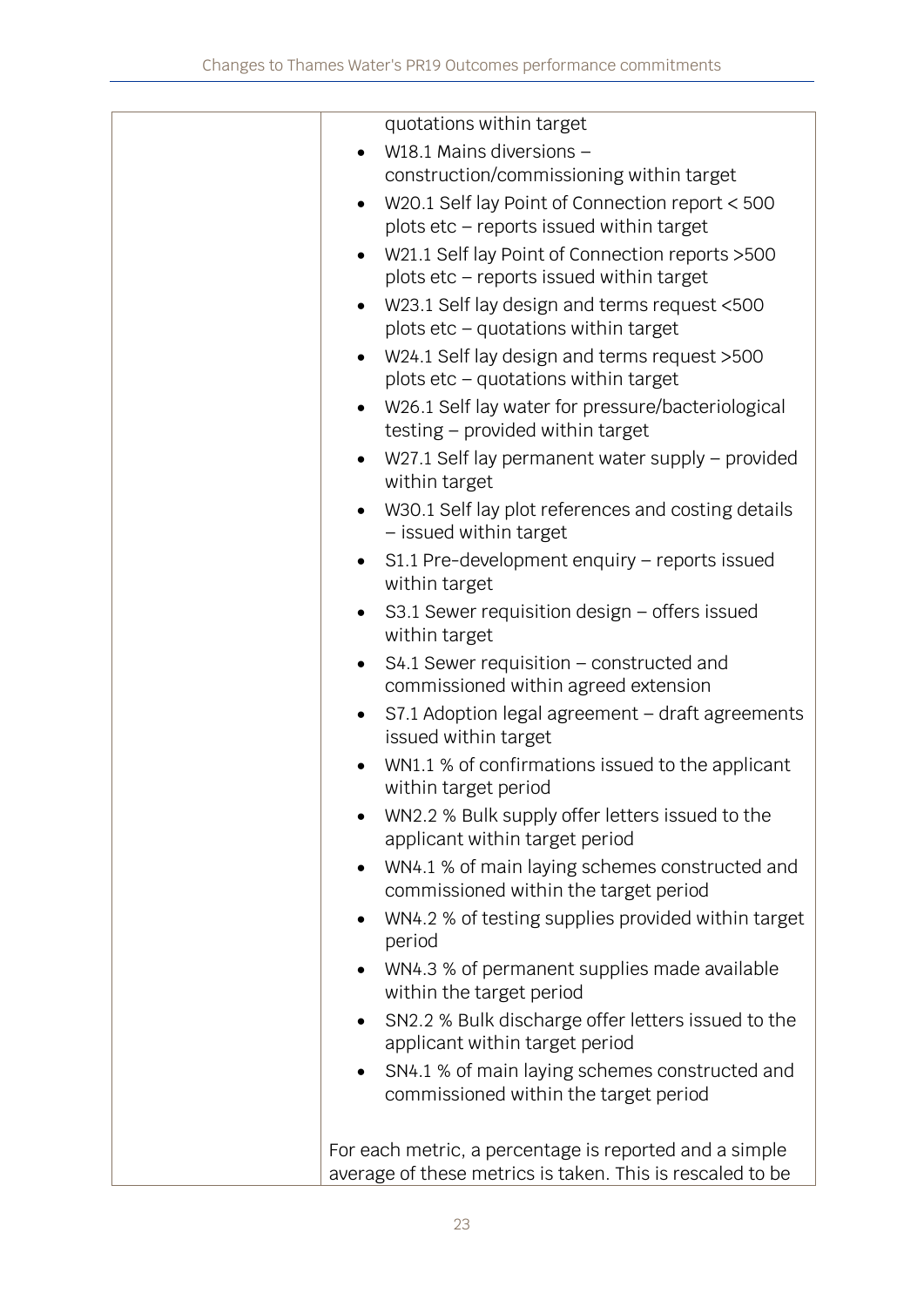| | |
|---|---|
| | quotations within target<br>• W18.1 Mains diversions – construction/commissioning within target<br>• W20.1 Self lay Point of Connection report < 500 plots etc – reports issued within target<br>• W21.1 Self lay Point of Connection reports >500 plots etc – reports issued within target<br>• W23.1 Self lay design and terms request <500 plots etc – quotations within target<br>• W24.1 Self lay design and terms request >500 plots etc – quotations within target<br>• W26.1 Self lay water for pressure/bacteriological testing – provided within target<br>• W27.1 Self lay permanent water supply – provided within target<br>• W30.1 Self lay plot references and costing details – issued within target<br>• S1.1 Pre-development enquiry – reports issued within target<br>• S3.1 Sewer requisition design – offers issued within target<br>• S4.1 Sewer requisition – constructed and commissioned within agreed extension<br>• S7.1 Adoption legal agreement – draft agreements issued within target<br>• WN1.1 % of confirmations issued to the applicant within target period<br>• WN2.2 % Bulk supply offer letters issued to the applicant within target period<br>• WN4.1 % of main laying schemes constructed and commissioned within the target period<br>• WN4.2 % of testing supplies provided within target period<br>• WN4.3 % of permanent supplies made available within the target period<br>• SN2.2 % Bulk discharge offer letters issued to the applicant within target period<br>• SN4.1 % of main laying schemes constructed and commissioned within the target period<br><br>For each metric, a percentage is reported and a simple average of these metrics is taken. This is rescaled to be |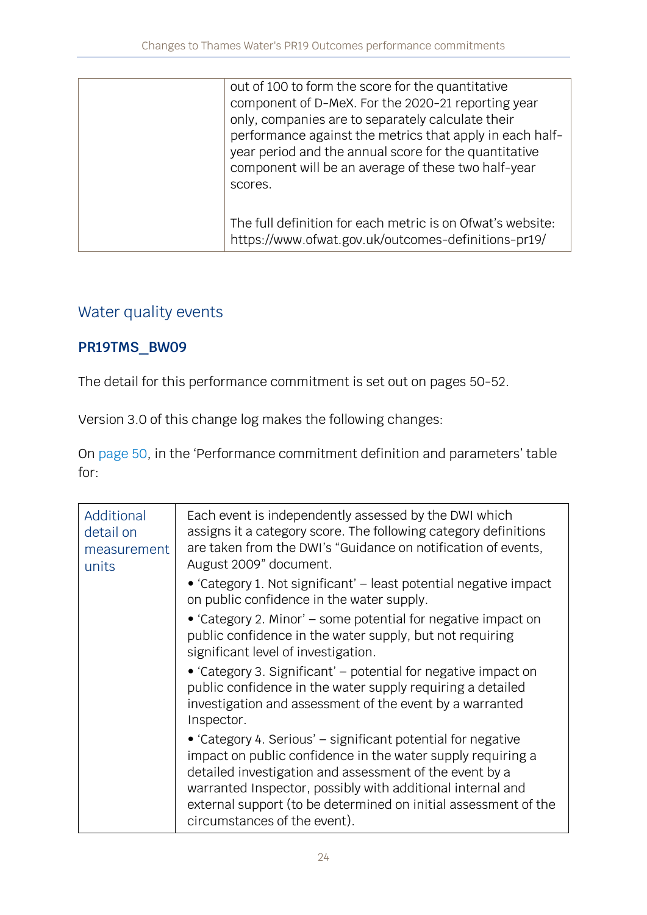| | out of 100 to form the score for the quantitative component of D-MeX. For the 2020-21 reporting year only, companies are to separately calculate their performance against the metrics that apply in each half-year period and the annual score for the quantitative component will be an average of these two half-year scores.<br><br>The full definition for each metric is on Ofwat's website: https://www.ofwat.gov.uk/outcomes-definitions-pr19/ |
|---|---|

## Water quality events

### PR19TMS_BW09

The detail for this performance commitment is set out on pages 50-52.

Version 3.0 of this change log makes the following changes:

On page 50, in the 'Performance commitment definition and parameters' table for:

| Additional detail on measurement units | Each event is independently assessed by the DWI which assigns it a category score. The following category definitions are taken from the DWI's "Guidance on notification of events, August 2009" document.<br>• 'Category 1. Not significant' – least potential negative impact on public confidence in the water supply.<br>• 'Category 2. Minor' – some potential for negative impact on public confidence in the water supply, but not requiring significant level of investigation.<br>• 'Category 3. Significant' – potential for negative impact on public confidence in the water supply requiring a detailed investigation and assessment of the event by a warranted Inspector.<br>• 'Category 4. Serious' – significant potential for negative impact on public confidence in the water supply requiring a detailed investigation and assessment of the event by a warranted Inspector, possibly with additional internal and external support (to be determined on initial assessment of the circumstances of the event). |
|---|---|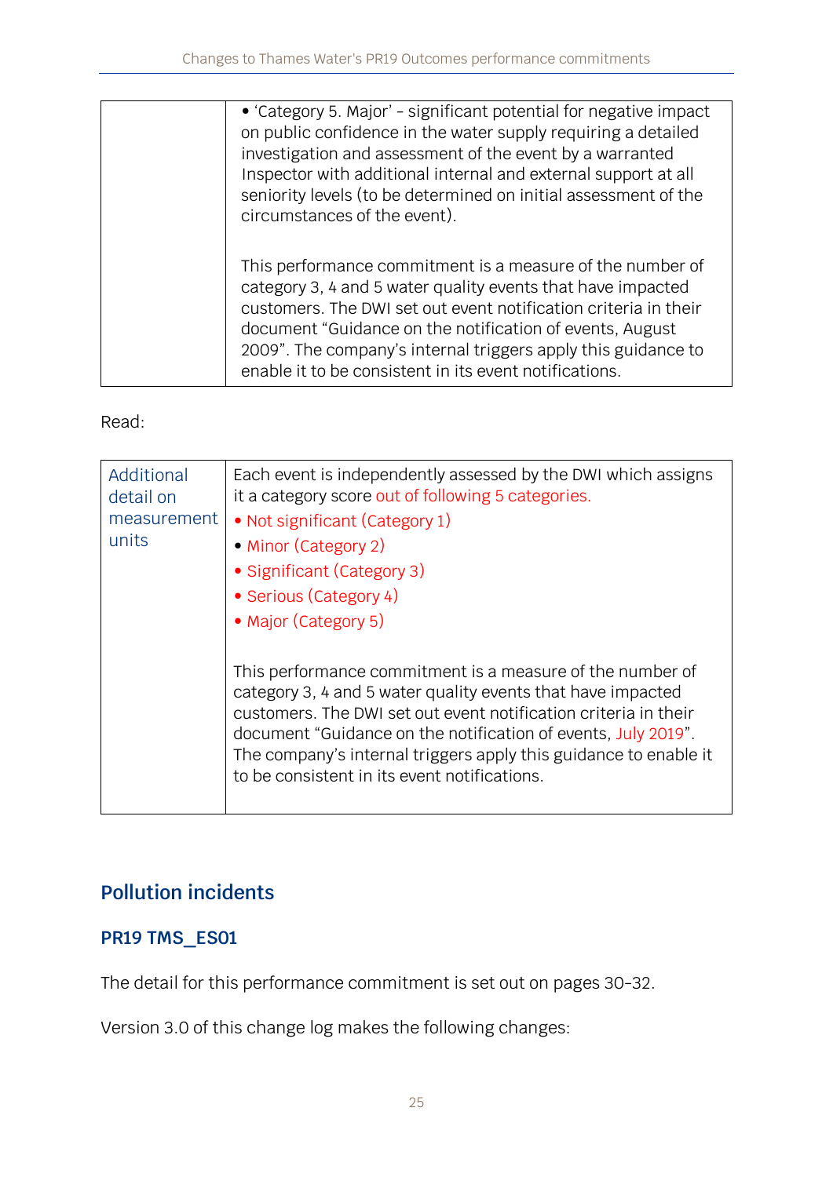|  | • 'Category 5. Major' – significant potential for negative impact on public confidence in the water supply requiring a detailed investigation and assessment of the event by a warranted Inspector with additional internal and external support at all seniority levels (to be determined on initial assessment of the circumstances of the event).<br><br>This performance commitment is a measure of the number of category 3, 4 and 5 water quality events that have impacted customers. The DWI set out event notification criteria in their document "Guidance on the notification of events, August 2009". The company's internal triggers apply this guidance to enable it to be consistent in its event notifications. |
|---|---|

Read:

| Additional detail on measurement units | Each event is independently assessed by the DWI which assigns it a category score out of following 5 categories.<br>• Not significant (Category 1)<br>• Minor (Category 2)<br>• Significant (Category 3)<br>• Serious (Category 4)<br>• Major (Category 5)<br><br>This performance commitment is a measure of the number of category 3, 4 and 5 water quality events that have impacted customers. The DWI set out event notification criteria in their document "Guidance on the notification of events, July 2019". The company's internal triggers apply this guidance to enable it to be consistent in its event notifications. |
|---|---|

## Pollution incidents

### PR19 TMS_ES01

The detail for this performance commitment is set out on pages 30-32.

Version 3.0 of this change log makes the following changes: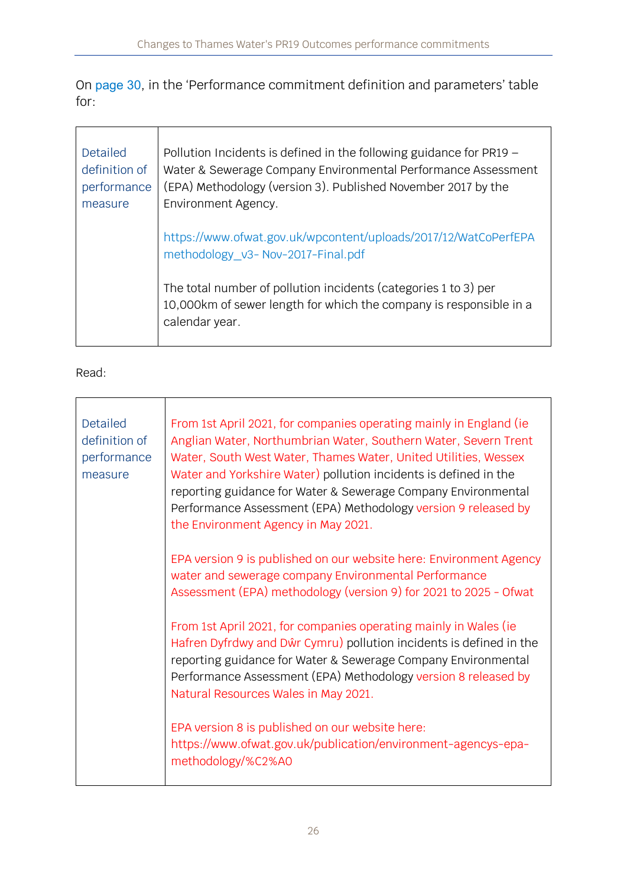On page 30, in the 'Performance commitment definition and parameters' table for:

| Detailed definition of performance measure | Pollution Incidents is defined in the following guidance for PR19 – Water & Sewerage Company Environmental Performance Assessment (EPA) Methodology (version 3). Published November 2017 by the Environment Agency.<br><br>https://www.ofwat.gov.uk/wpcontent/uploads/2017/12/WatCoPerfEPA methodology_v3- Nov-2017-Final.pdf<br><br>The total number of pollution incidents (categories 1 to 3) per 10,000km of sewer length for which the company is responsible in a calendar year. |
|---|---|

Read:

| Detailed definition of performance measure | From 1st April 2021, for companies operating mainly in England (ie Anglian Water, Northumbrian Water, Southern Water, Severn Trent Water, South West Water, Thames Water, United Utilities, Wessex Water and Yorkshire Water) pollution incidents is defined in the reporting guidance for Water & Sewerage Company Environmental Performance Assessment (EPA) Methodology version 9 released by the Environment Agency in May 2021.<br><br>EPA version 9 is published on our website here: Environment Agency water and sewerage company Environmental Performance Assessment (EPA) methodology (version 9) for 2021 to 2025 - Ofwat<br><br>From 1st April 2021, for companies operating mainly in Wales (ie Hafren Dyfrdwy and Dŵr Cymru) pollution incidents is defined in the reporting guidance for Water & Sewerage Company Environmental Performance Assessment (EPA) Methodology version 8 released by Natural Resources Wales in May 2021.<br><br>EPA version 8 is published on our website here: https://www.ofwat.gov.uk/publication/environment-agencys-epa-methodology/%C2%A0 |
|---|---|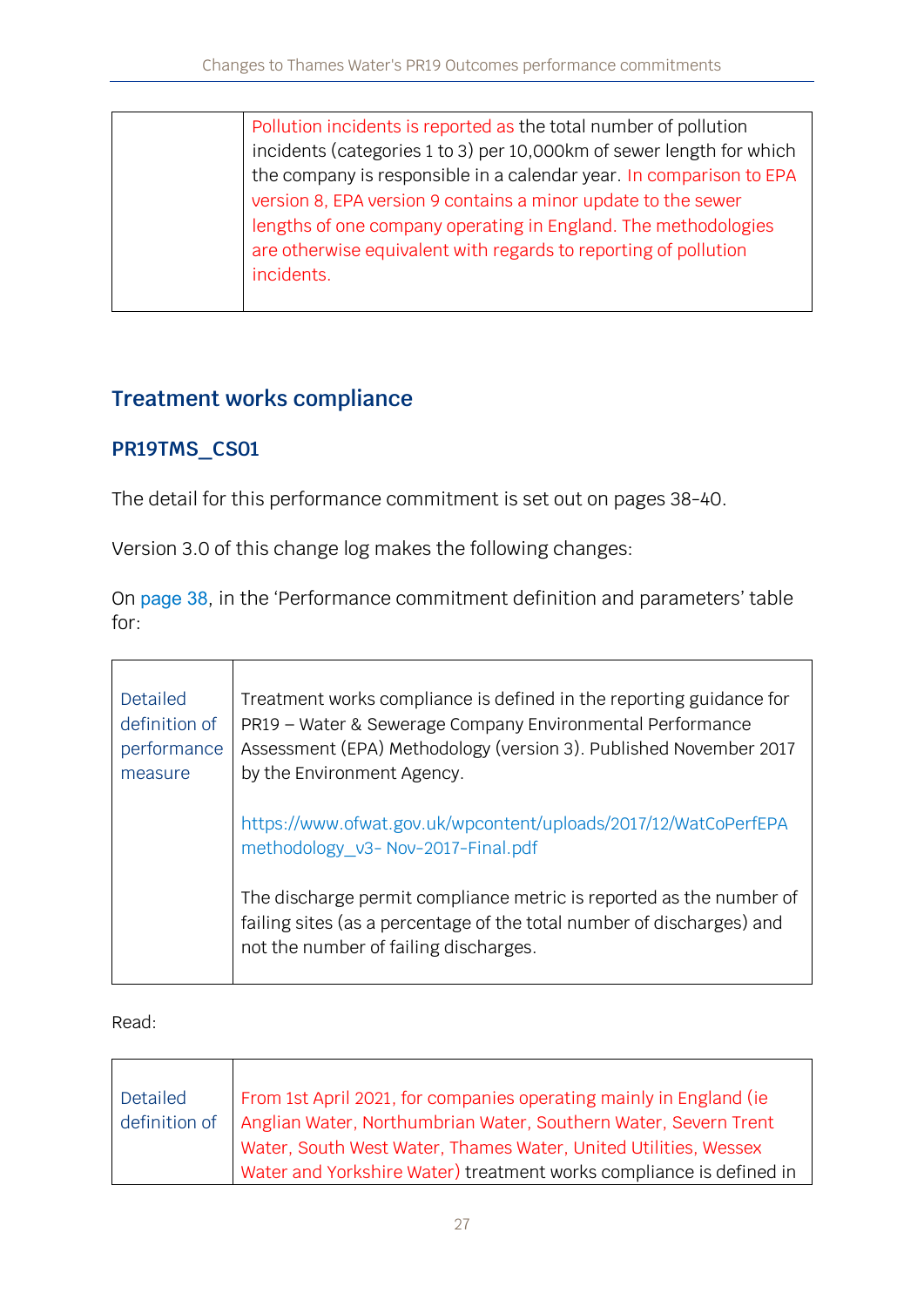| | |
|---|---|
| | Pollution incidents is reported as the total number of pollution incidents (categories 1 to 3) per 10,000km of sewer length for which the company is responsible in a calendar year. In comparison to EPA version 8, EPA version 9 contains a minor update to the sewer lengths of one company operating in England. The methodologies are otherwise equivalent with regards to reporting of pollution incidents. |

## Treatment works compliance

### PR19TMS_CS01

The detail for this performance commitment is set out on pages 38-40.

Version 3.0 of this change log makes the following changes:

On page 38, in the 'Performance commitment definition and parameters' table for:

| | |
|---|---|
| Detailed definition of performance measure | Treatment works compliance is defined in the reporting guidance for PR19 – Water & Sewerage Company Environmental Performance Assessment (EPA) Methodology (version 3). Published November 2017 by the Environment Agency.<br><br>https://www.ofwat.gov.uk/wpcontent/uploads/2017/12/WatCoPerfEPAmethodology_v3- Nov-2017-Final.pdf<br><br>The discharge permit compliance metric is reported as the number of failing sites (as a percentage of the total number of discharges) and not the number of failing discharges. |

Read:

| | |
|---|---|
| Detailed definition of | From 1st April 2021, for companies operating mainly in England (ie Anglian Water, Northumbrian Water, Southern Water, Severn Trent Water, South West Water, Thames Water, United Utilities, Wessex Water and Yorkshire Water) treatment works compliance is defined in |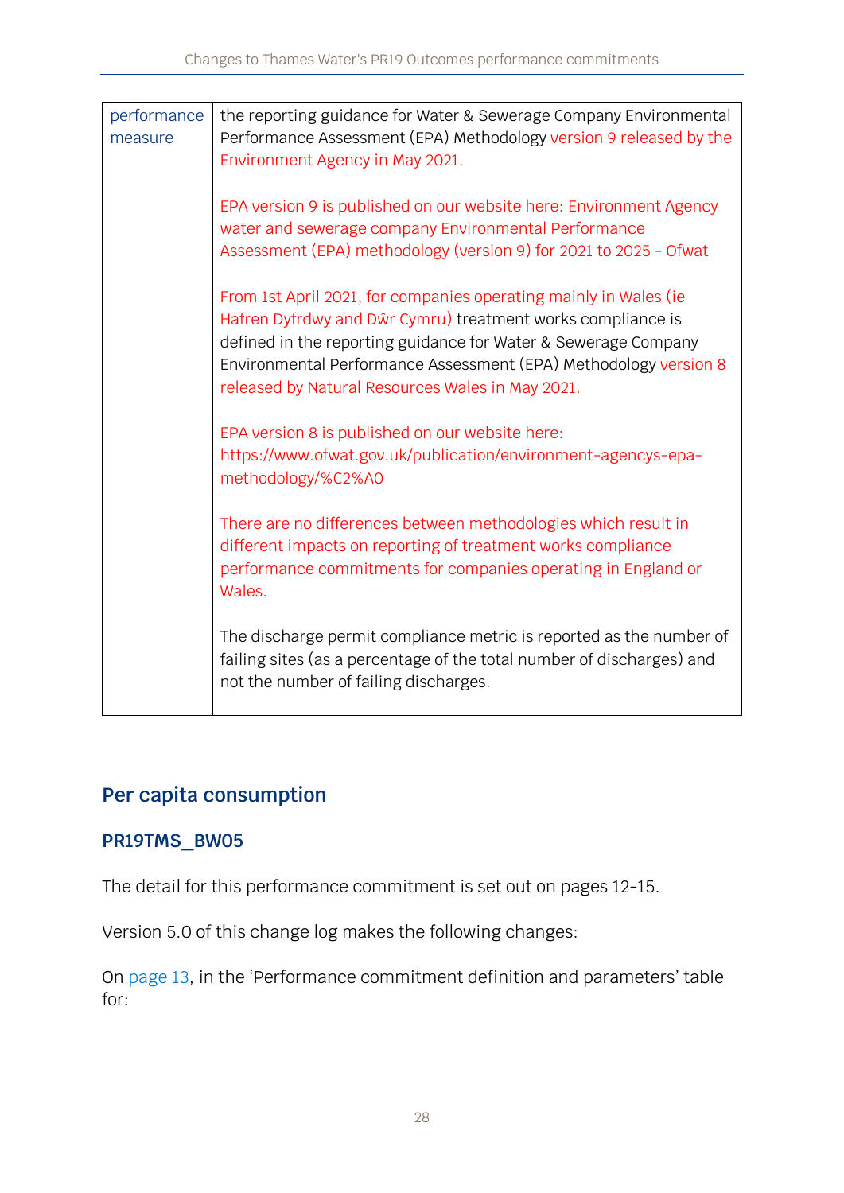| performance measure | the reporting guidance for Water & Sewerage Company Environmental Performance Assessment (EPA) Methodology version 9 released by the Environment Agency in May 2021.<br><br>EPA version 9 is published on our website here: Environment Agency water and sewerage company Environmental Performance Assessment (EPA) methodology (version 9) for 2021 to 2025 - Ofwat<br><br>From 1st April 2021, for companies operating mainly in Wales (ie Hafren Dyfrdwy and Dŵr Cymru) treatment works compliance is defined in the reporting guidance for Water & Sewerage Company Environmental Performance Assessment (EPA) Methodology version 8 released by Natural Resources Wales in May 2021.<br><br>EPA version 8 is published on our website here: https://www.ofwat.gov.uk/publication/environment-agencys-epa-methodology/%C2%A0<br><br>There are no differences between methodologies which result in different impacts on reporting of treatment works compliance performance commitments for companies operating in England or Wales.<br><br>The discharge permit compliance metric is reported as the number of failing sites (as a percentage of the total number of discharges) and not the number of failing discharges. |
|---|---|

## Per capita consumption

### PR19TMS_BW05

The detail for this performance commitment is set out on pages 12-15.

Version 5.0 of this change log makes the following changes:

On page 13, in the 'Performance commitment definition and parameters' table for: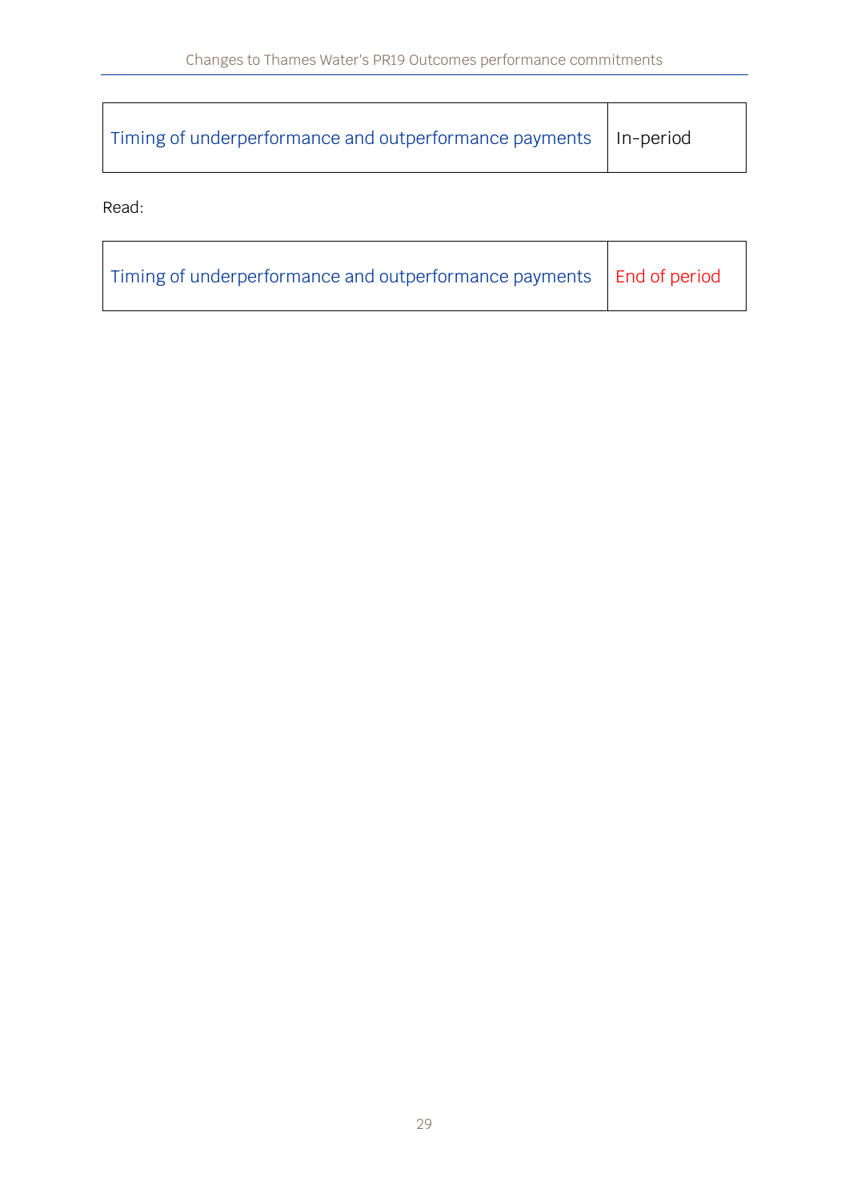| | |
|---|---|
| Timing of underperformance and outperformance payments | In-period |

Read:

| | |
|---|---|
| Timing of underperformance and outperformance payments | End of period |